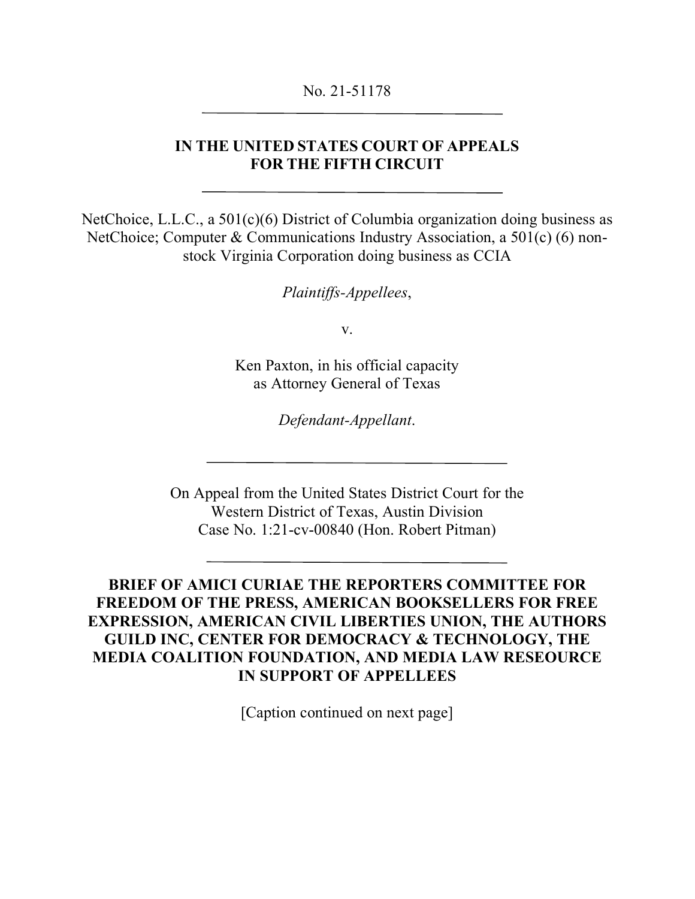No. 21-51178

---

**IN THE UNITED STATES COURT OF APPEALS FOR THE FIFTH CIRCUIT**

---

NetChoice, L.L.C., a 501(c)(6) District of Columbia organization doing business as NetChoice; Computer & Communications Industry Association, a 501(c) (6) non-stock Virginia Corporation doing business as CCIA

*Plaintiffs-Appellees*,

v.

Ken Paxton, in his official capacity as Attorney General of Texas

*Defendant-Appellant*.

---

On Appeal from the United States District Court for the Western District of Texas, Austin Division
Case No. 1:21-cv-00840 (Hon. Robert Pitman)

---

**BRIEF OF AMICI CURIAE THE REPORTERS COMMITTEE FOR FREEDOM OF THE PRESS, AMERICAN BOOKSELLERS FOR FREE EXPRESSION, AMERICAN CIVIL LIBERTIES UNION, THE AUTHORS GUILD INC, CENTER FOR DEMOCRACY & TECHNOLOGY, THE MEDIA COALITION FOUNDATION, AND MEDIA LAW RESEOURCE IN SUPPORT OF APPELLEES**

[Caption continued on next page]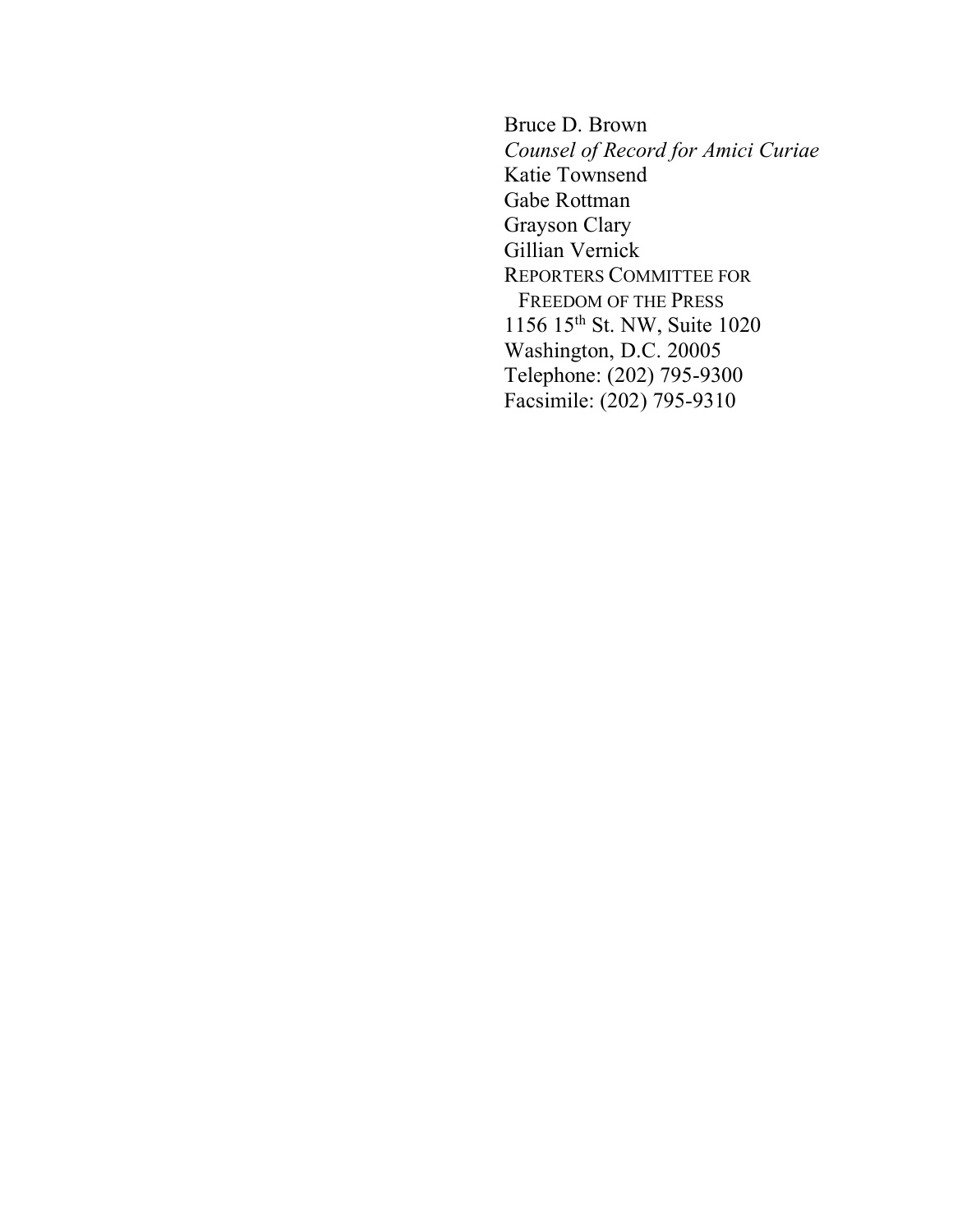Bruce D. Brown  
*Counsel of Record for Amici Curiae*  
Katie Townsend  
Gabe Rottman  
Grayson Clary  
Gillian Vernick  
REPORTERS COMMITTEE FOR  
FREEDOM OF THE PRESS  
1156 15th St. NW, Suite 1020  
Washington, D.C. 20005  
Telephone: (202) 795-9300  
Facsimile: (202) 795-9310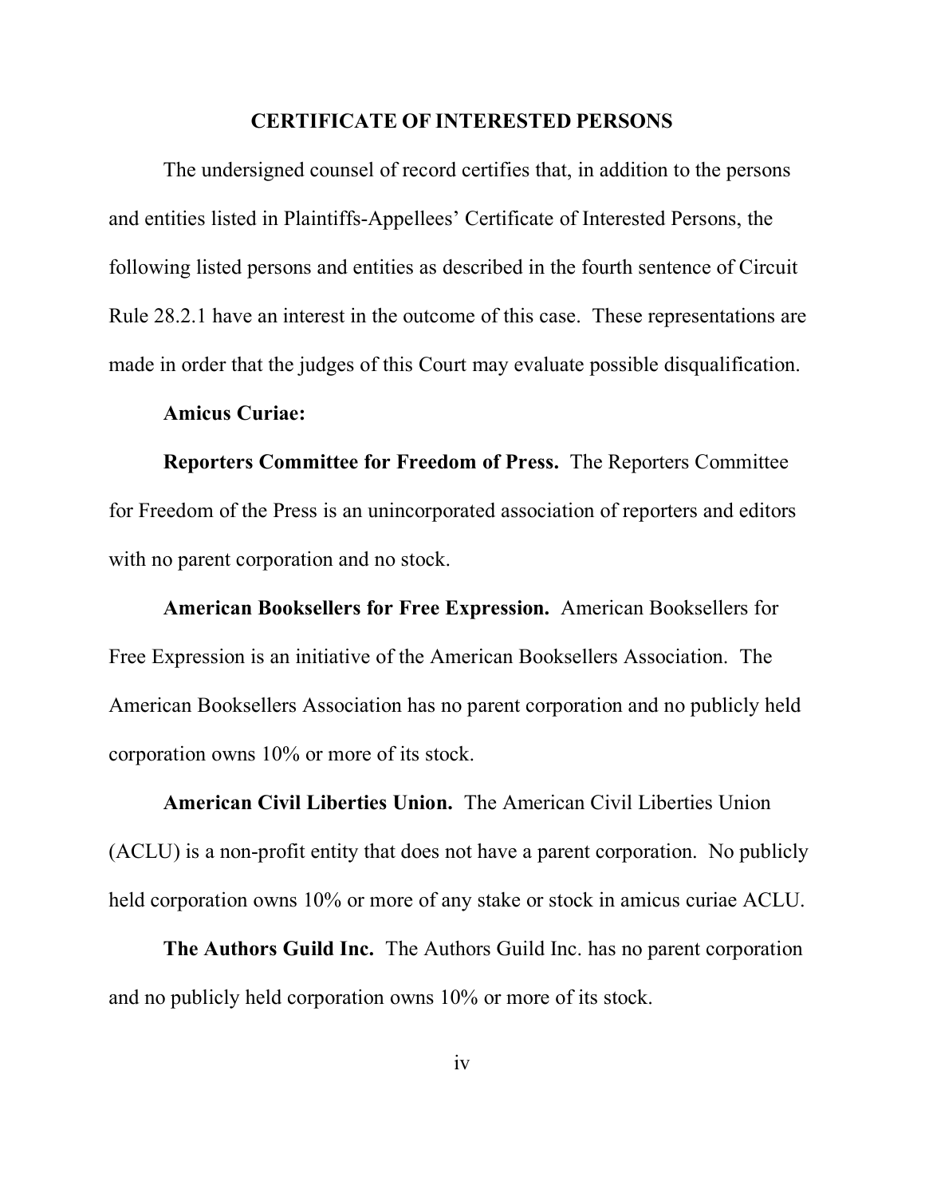## CERTIFICATE OF INTERESTED PERSONS

The undersigned counsel of record certifies that, in addition to the persons and entities listed in Plaintiffs-Appellees' Certificate of Interested Persons, the following listed persons and entities as described in the fourth sentence of Circuit Rule 28.2.1 have an interest in the outcome of this case. These representations are made in order that the judges of this Court may evaluate possible disqualification.

**Amicus Curiae:**

**Reporters Committee for Freedom of Press.** The Reporters Committee for Freedom of the Press is an unincorporated association of reporters and editors with no parent corporation and no stock.

**American Booksellers for Free Expression.** American Booksellers for Free Expression is an initiative of the American Booksellers Association. The American Booksellers Association has no parent corporation and no publicly held corporation owns 10% or more of its stock.

**American Civil Liberties Union.** The American Civil Liberties Union (ACLU) is a non-profit entity that does not have a parent corporation. No publicly held corporation owns 10% or more of any stake or stock in amicus curiae ACLU.

**The Authors Guild Inc.** The Authors Guild Inc. has no parent corporation and no publicly held corporation owns 10% or more of its stock.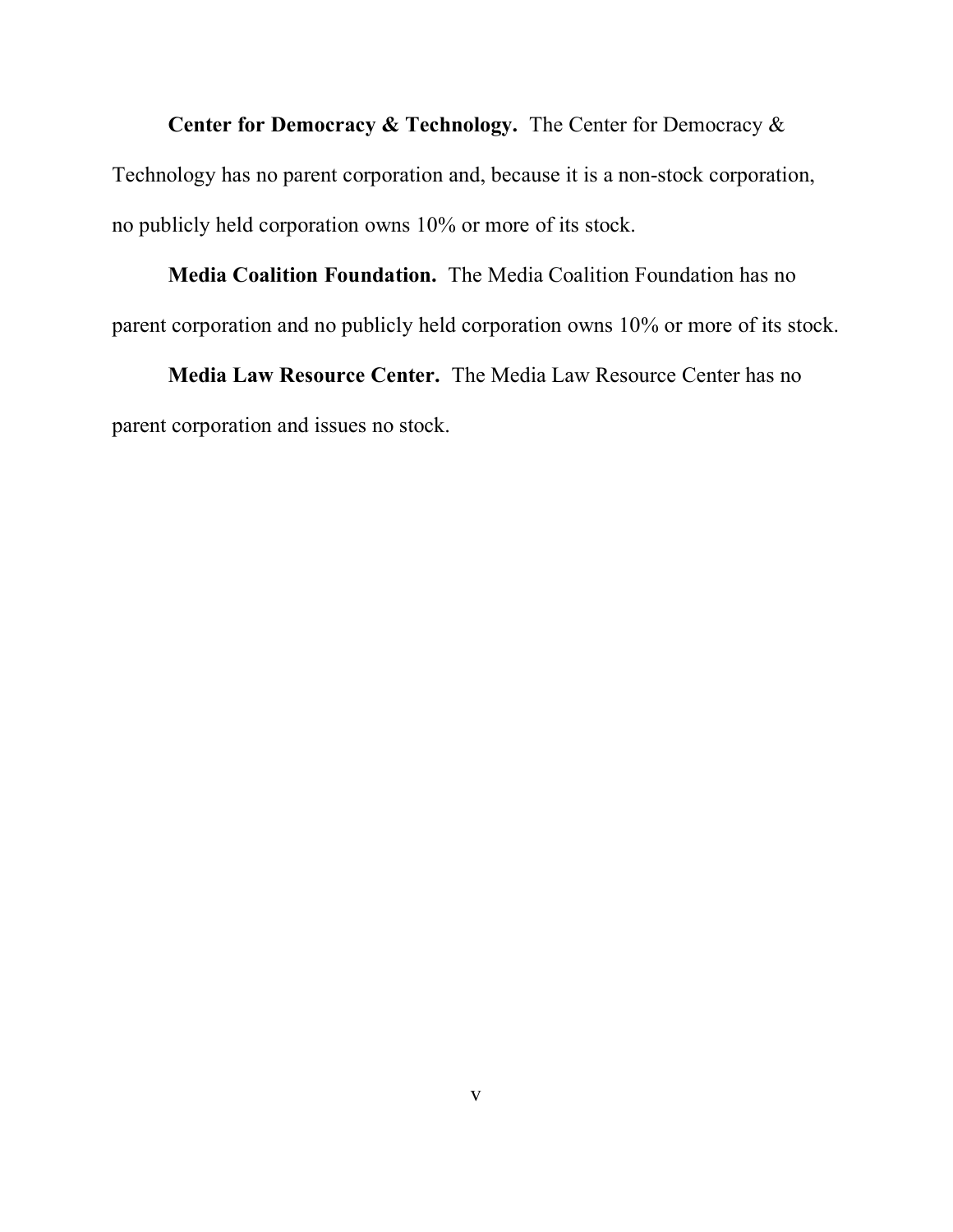**Center for Democracy & Technology.** The Center for Democracy & Technology has no parent corporation and, because it is a non-stock corporation, no publicly held corporation owns 10% or more of its stock.

**Media Coalition Foundation.** The Media Coalition Foundation has no parent corporation and no publicly held corporation owns 10% or more of its stock.

**Media Law Resource Center.** The Media Law Resource Center has no parent corporation and issues no stock.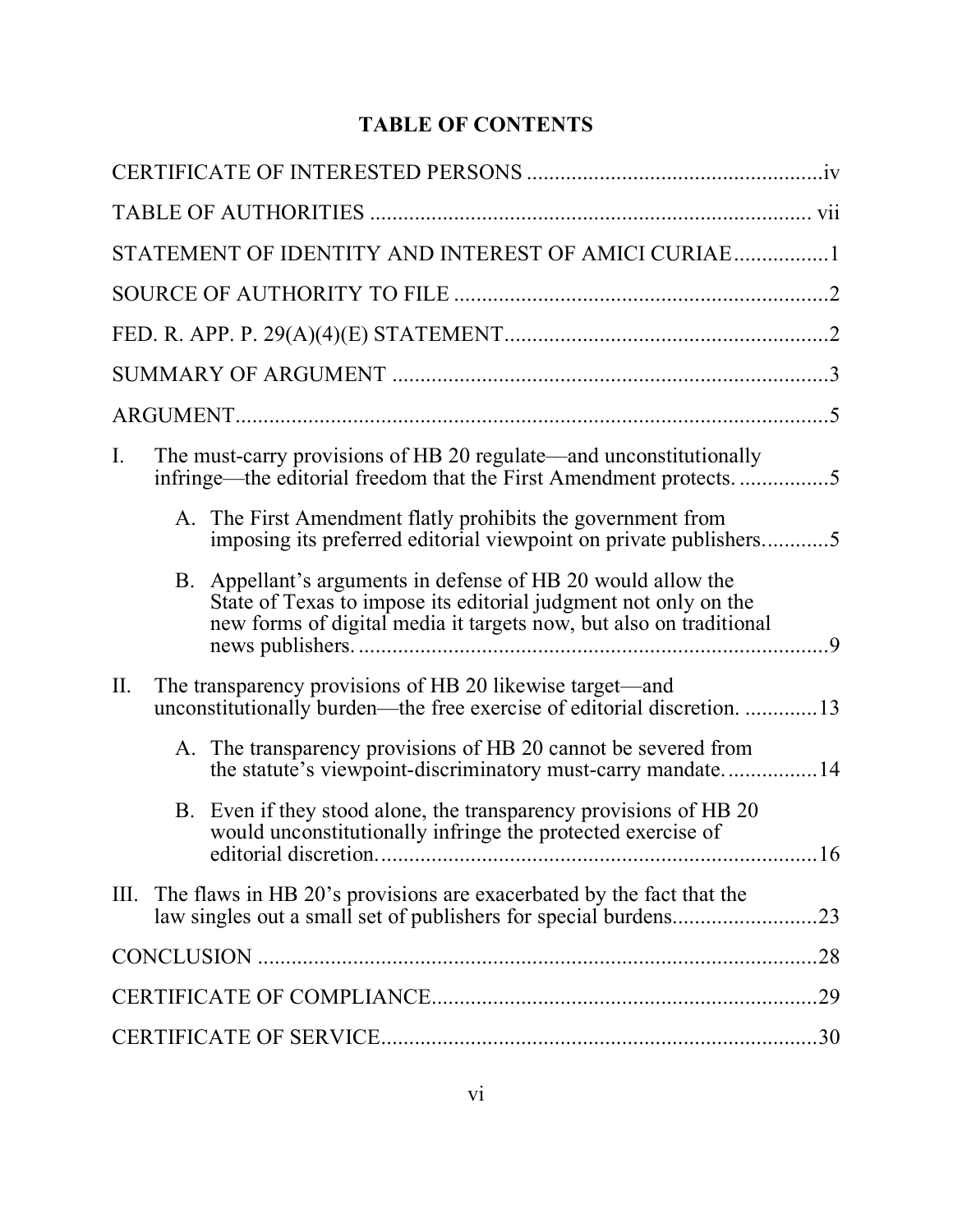# TABLE OF CONTENTS

CERTIFICATE OF INTERESTED PERSONS ....................................................iv

TABLE OF AUTHORITIES ............................................................................... vii

STATEMENT OF IDENTITY AND INTEREST OF AMICI CURIAE.................1

SOURCE OF AUTHORITY TO FILE ...................................................................2

FED. R. APP. P. 29(A)(4)(E) STATEMENT..........................................................2

SUMMARY OF ARGUMENT ..............................................................................3

ARGUMENT..........................................................................................................5

I. The must-carry provisions of HB 20 regulate—and unconstitutionally infringe—the editorial freedom that the First Amendment protects. ................5

   A. The First Amendment flatly prohibits the government from imposing its preferred editorial viewpoint on private publishers............5

   B. Appellant's arguments in defense of HB 20 would allow the State of Texas to impose its editorial judgment not only on the new forms of digital media it targets now, but also on traditional news publishers. .....................................................................................9

II. The transparency provisions of HB 20 likewise target—and unconstitutionally burden—the free exercise of editorial discretion. .............13

   A. The transparency provisions of HB 20 cannot be severed from the statute's viewpoint-discriminatory must-carry mandate.................14

   B. Even if they stood alone, the transparency provisions of HB 20 would unconstitutionally infringe the protected exercise of editorial discretion...............................................................................16

III. The flaws in HB 20's provisions are exacerbated by the fact that the law singles out a small set of publishers for special burdens..........................23

CONCLUSION .....................................................................................................28

CERTIFICATE OF COMPLIANCE.....................................................................29

CERTIFICATE OF SERVICE..............................................................................30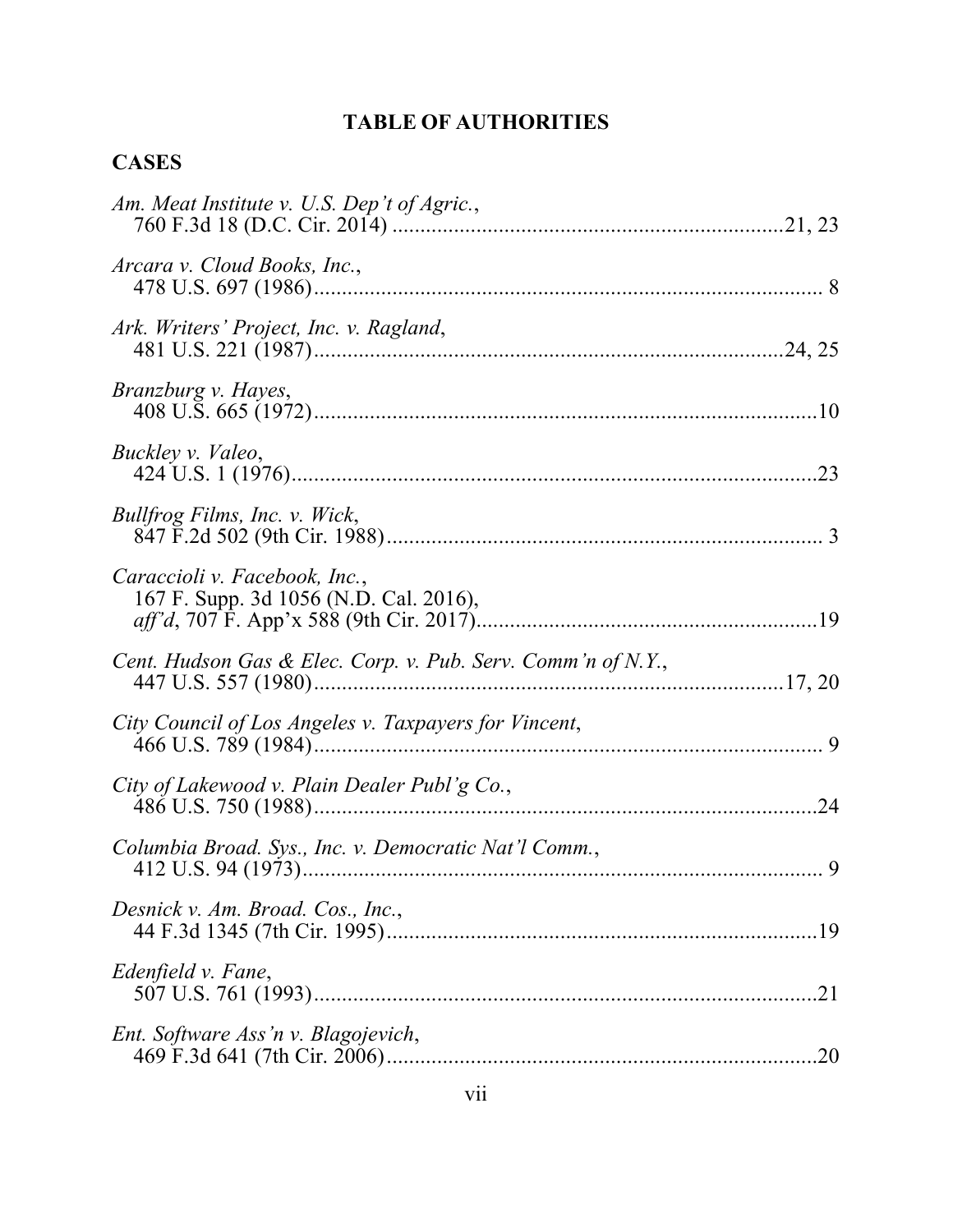# TABLE OF AUTHORITIES

## CASES

*Am. Meat Institute v. U.S. Dep't of Agric.*,
760 F.3d 18 (D.C. Cir. 2014) ......................................................................21, 23

*Arcara v. Cloud Books, Inc.*,
478 U.S. 697 (1986)......................................................................................... 8

*Ark. Writers' Project, Inc. v. Ragland*,
481 U.S. 221 (1987)...................................................................................24, 25

*Branzburg v. Hayes*,
408 U.S. 665 (1972)........................................................................................10

*Buckley v. Valeo*,
424 U.S. 1 (1976).............................................................................................23

*Bullfrog Films, Inc. v. Wick*,
847 F.2d 502 (9th Cir. 1988)............................................................................. 3

*Caraccioli v. Facebook, Inc.*,
167 F. Supp. 3d 1056 (N.D. Cal. 2016),
*aff'd*, 707 F. App'x 588 (9th Cir. 2017).............................................................19

*Cent. Hudson Gas & Elec. Corp. v. Pub. Serv. Comm'n of N.Y.*,
447 U.S. 557 (1980)...................................................................................17, 20

*City Council of Los Angeles v. Taxpayers for Vincent*,
466 U.S. 789 (1984).......................................................................................... 9

*City of Lakewood v. Plain Dealer Publ'g Co.*,
486 U.S. 750 (1988).........................................................................................24

*Columbia Broad. Sys., Inc. v. Democratic Nat'l Comm.*,
412 U.S. 94 (1973)............................................................................................ 9

*Desnick v. Am. Broad. Cos., Inc.*,
44 F.3d 1345 (7th Cir. 1995)............................................................................19

*Edenfield v. Fane*,
507 U.S. 761 (1993).........................................................................................21

*Ent. Software Ass'n v. Blagojevich*,
469 F.3d 641 (7th Cir. 2006)............................................................................20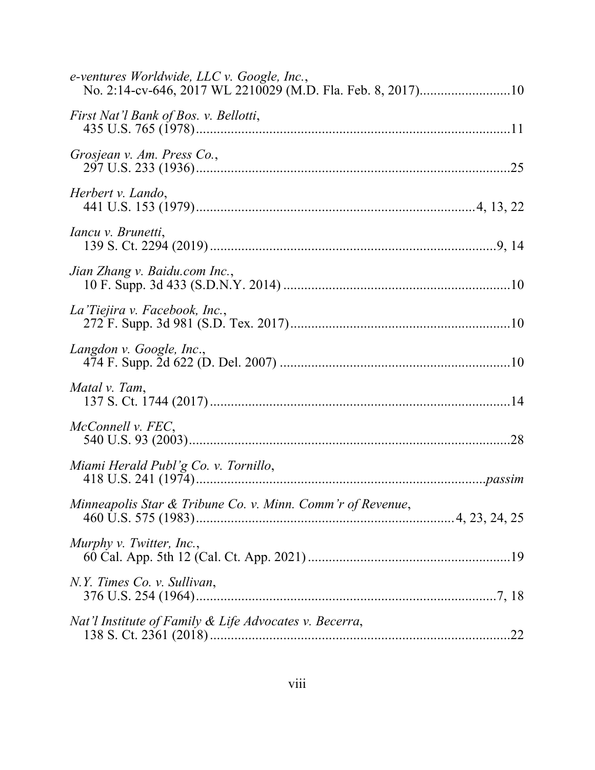*e-ventures Worldwide, LLC v. Google, Inc.*,
No. 2:14-cv-646, 2017 WL 2210029 (M.D. Fla. Feb. 8, 2017)..........................10

*First Nat'l Bank of Bos. v. Bellotti*,
435 U.S. 765 (1978)..........................................................................................11

*Grosjean v. Am. Press Co.*,
297 U.S. 233 (1936)..........................................................................................25

*Herbert v. Lando*,
441 U.S. 153 (1979)............................................................................4, 13, 22

*Iancu v. Brunetti*,
139 S. Ct. 2294 (2019)...................................................................................9, 14

*Jian Zhang v. Baidu.com Inc.*,
10 F. Supp. 3d 433 (S.D.N.Y. 2014) .................................................................10

*La'Tiejira v. Facebook, Inc.*,
272 F. Supp. 3d 981 (S.D. Tex. 2017)...............................................................10

*Langdon v. Google, Inc*.,
474 F. Supp. 2d 622 (D. Del. 2007) ..................................................................10

*Matal v. Tam*,
137 S. Ct. 1744 (2017).......................................................................................14

*McConnell v. FEC*,
540 U.S. 93 (2003).............................................................................................28

*Miami Herald Publ'g Co. v. Tornillo*,
418 U.S. 241 (1974)...................................................................................*passim*

*Minneapolis Star & Tribune Co. v. Minn. Comm'r of Revenue*,
460 U.S. 575 (1983).........................................................................4, 23, 24, 25

*Murphy v. Twitter, Inc.*,
60 Cal. App. 5th 12 (Cal. Ct. App. 2021)...........................................................19

*N.Y. Times Co. v. Sullivan*,
376 U.S. 254 (1964).......................................................................................7, 18

*Nat'l Institute of Family & Life Advocates v. Becerra*,
138 S. Ct. 2361 (2018).......................................................................................22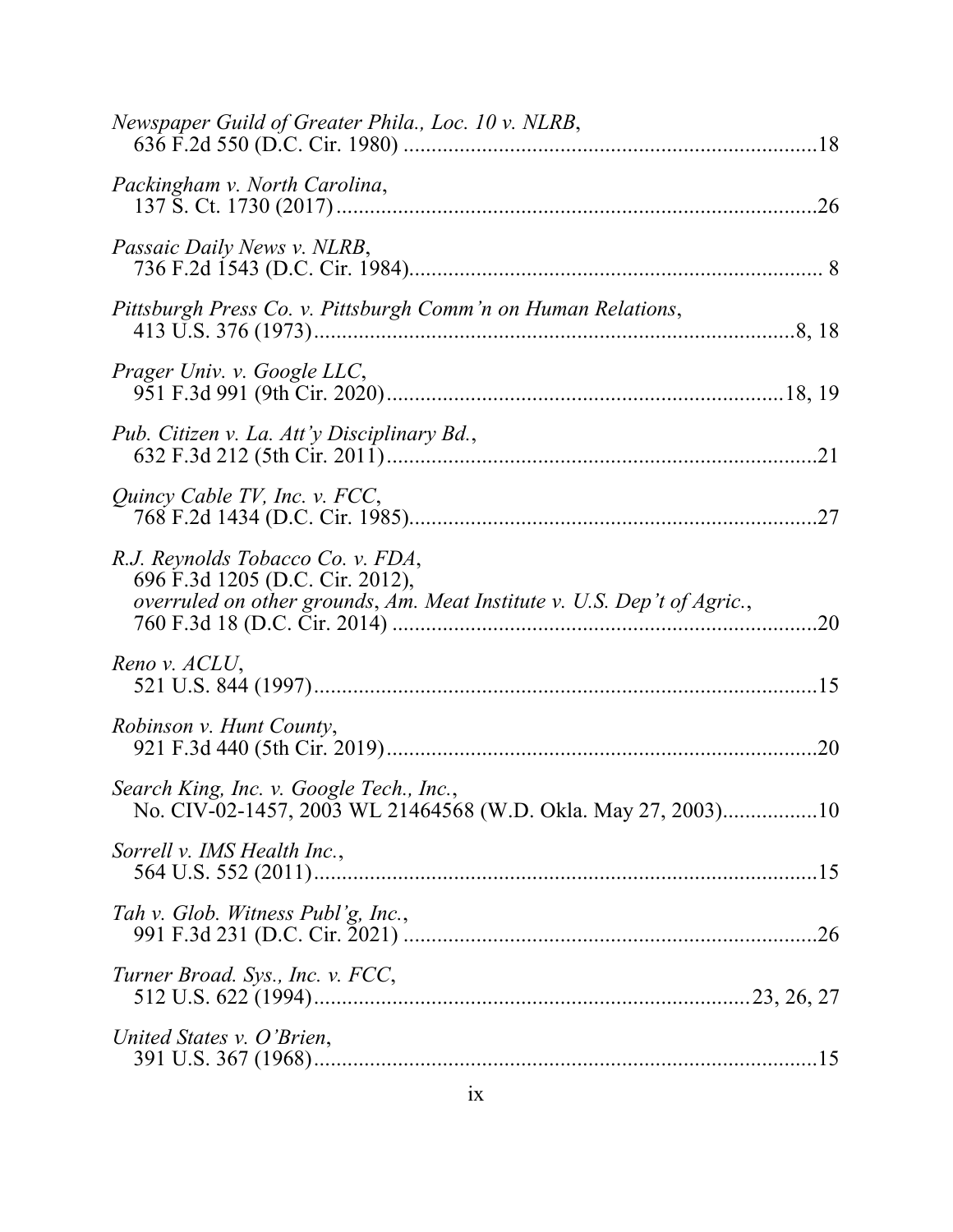*Newspaper Guild of Greater Phila., Loc. 10 v. NLRB*,
636 F.2d 550 (D.C. Cir. 1980) ..........................................................................18

*Packingham v. North Carolina*,
137 S. Ct. 1730 (2017) ......................................................................................26

*Passaic Daily News v. NLRB*,
736 F.2d 1543 (D.C. Cir. 1984).......................................................................... 8

*Pittsburgh Press Co. v. Pittsburgh Comm'n on Human Relations*,
413 U.S. 376 (1973)......................................................................................8, 18

*Prager Univ. v. Google LLC*,
951 F.3d 991 (9th Cir. 2020).......................................................................18, 19

*Pub. Citizen v. La. Att'y Disciplinary Bd.*,
632 F.3d 212 (5th Cir. 2011).............................................................................21

*Quincy Cable TV, Inc. v. FCC*,
768 F.2d 1434 (D.C. Cir. 1985).........................................................................27

*R.J. Reynolds Tobacco Co. v. FDA*,
696 F.3d 1205 (D.C. Cir. 2012),
*overruled on other grounds*, *Am. Meat Institute v. U.S. Dep't of Agric.*,
760 F.3d 18 (D.C. Cir. 2014) ............................................................................20

*Reno v. ACLU*,
521 U.S. 844 (1997)..........................................................................................15

*Robinson v. Hunt County*,
921 F.3d 440 (5th Cir. 2019).............................................................................20

*Search King, Inc. v. Google Tech., Inc.*,
No. CIV-02-1457, 2003 WL 21464568 (W.D. Okla. May 27, 2003).................10

*Sorrell v. IMS Health Inc.*,
564 U.S. 552 (2011)..........................................................................................15

*Tah v. Glob. Witness Publ'g, Inc.*,
991 F.3d 231 (D.C. Cir. 2021) ..........................................................................26

*Turner Broad. Sys., Inc. v. FCC*,
512 U.S. 622 (1994).............................................................................23, 26, 27

*United States v. O'Brien*,
391 U.S. 367 (1968)..........................................................................................15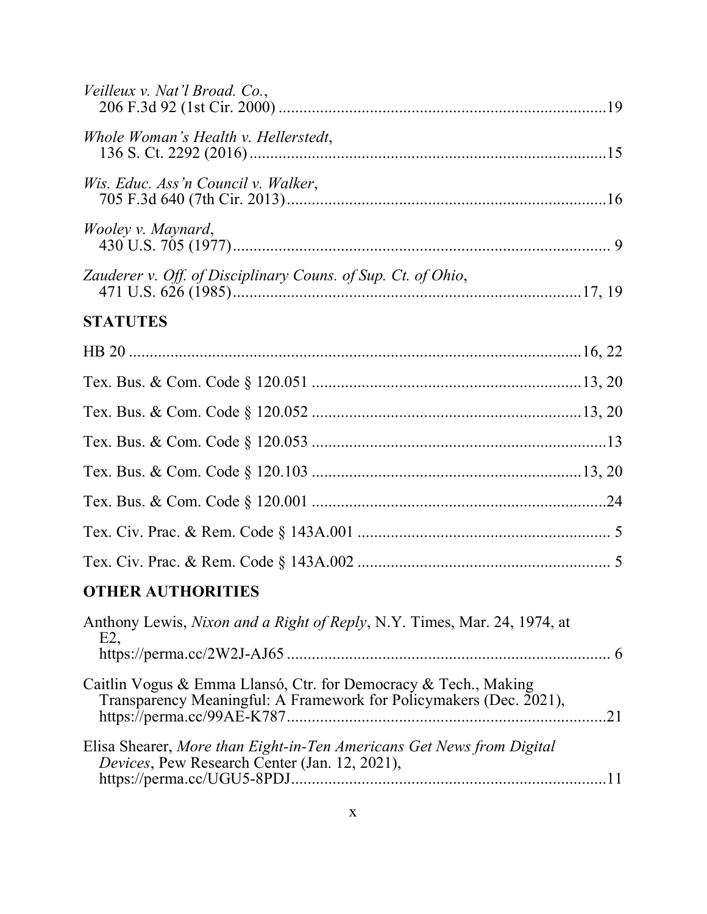*Veilleux v. Nat'l Broad. Co.*,
206 F.3d 92 (1st Cir. 2000) ........................................................................19

*Whole Woman's Health v. Hellerstedt*,
136 S. Ct. 2292 (2016) ..............................................................................15

*Wis. Educ. Ass'n Council v. Walker*,
705 F.3d 640 (7th Cir. 2013) ......................................................................16

*Wooley v. Maynard*,
430 U.S. 705 (1977) ................................................................................... 9

*Zauderer v. Off. of Disciplinary Couns. of Sup. Ct. of Ohio*,
471 U.S. 626 (1985) .............................................................................17, 19

## STATUTES

HB 20 .....................................................................................................16, 22

Tex. Bus. & Com. Code § 120.051 ..........................................................13, 20

Tex. Bus. & Com. Code § 120.052 ..........................................................13, 20

Tex. Bus. & Com. Code § 120.053 ................................................................13

Tex. Bus. & Com. Code § 120.103 ..........................................................13, 20

Tex. Bus. & Com. Code § 120.001 ................................................................24

Tex. Civ. Prac. & Rem. Code § 143A.001 ...................................................... 5

Tex. Civ. Prac. & Rem. Code § 143A.002 ...................................................... 5

## OTHER AUTHORITIES

Anthony Lewis, *Nixon and a Right of Reply*, N.Y. Times, Mar. 24, 1974, at E2,
https://perma.cc/2W2J-AJ65 ........................................................................ 6

Caitlin Vogus & Emma Llansó, Ctr. for Democracy & Tech., Making Transparency Meaningful: A Framework for Policymakers (Dec. 2021),
https://perma.cc/99AE-K787 .......................................................................21

Elisa Shearer, *More than Eight-in-Ten Americans Get News from Digital Devices*, Pew Research Center (Jan. 12, 2021),
https://perma.cc/UGU5-8PDJ ......................................................................11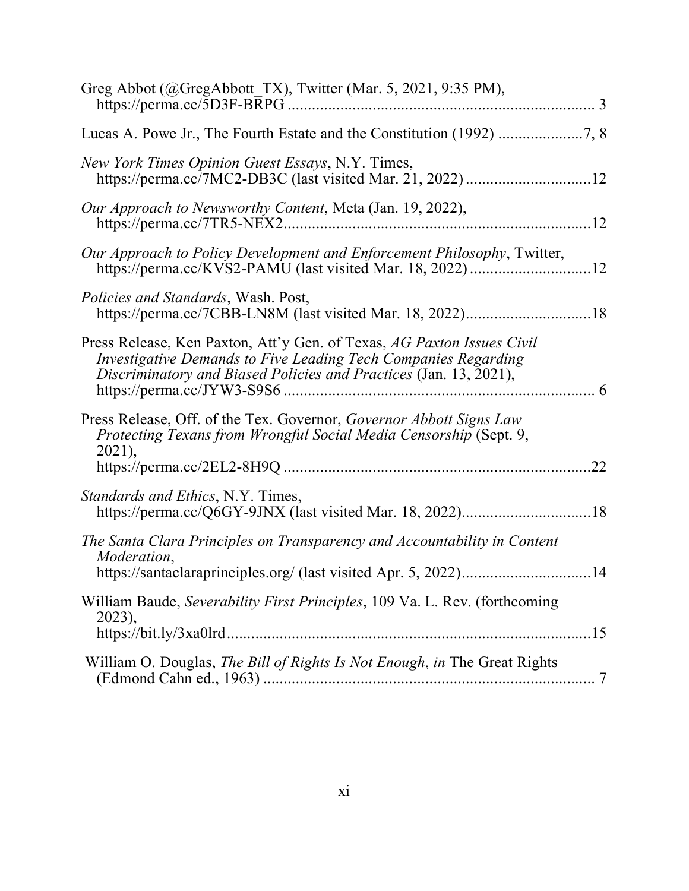Greg Abbot (@GregAbbott_TX), Twitter (Mar. 5, 2021, 9:35 PM), https://perma.cc/5D3F-BRPG ............................................................................ 3

Lucas A. Powe Jr., The Fourth Estate and the Constitution (1992) .....................7, 8

*New York Times Opinion Guest Essays*, N.Y. Times, https://perma.cc/7MC2-DB3C (last visited Mar. 21, 2022) ...............................12

*Our Approach to Newsworthy Content*, Meta (Jan. 19, 2022), https://perma.cc/7TR5-NEX2............................................................................12

*Our Approach to Policy Development and Enforcement Philosophy*, Twitter, https://perma.cc/KVS2-PAMU (last visited Mar. 18, 2022) ..............................12

*Policies and Standards*, Wash. Post, https://perma.cc/7CBB-LN8M (last visited Mar. 18, 2022)...............................18

Press Release, Ken Paxton, Att'y Gen. of Texas, *AG Paxton Issues Civil Investigative Demands to Five Leading Tech Companies Regarding Discriminatory and Biased Policies and Practices* (Jan. 13, 2021), https://perma.cc/JYW3-S9S6 ............................................................................ 6

Press Release, Off. of the Tex. Governor, *Governor Abbott Signs Law Protecting Texans from Wrongful Social Media Censorship* (Sept. 9, 2021), https://perma.cc/2EL2-8H9Q ............................................................................22

*Standards and Ethics*, N.Y. Times, https://perma.cc/Q6GY-9JNX (last visited Mar. 18, 2022)................................18

*The Santa Clara Principles on Transparency and Accountability in Content Moderation*, https://santaclaraprinciples.org/ (last visited Apr. 5, 2022)................................14

William Baude, *Severability First Principles*, 109 Va. L. Rev. (forthcoming 2023), https://bit.ly/3xa0lrd.........................................................................................15

William O. Douglas, *The Bill of Rights Is Not Enough*, *in* The Great Rights (Edmond Cahn ed., 1963) .................................................................................. 7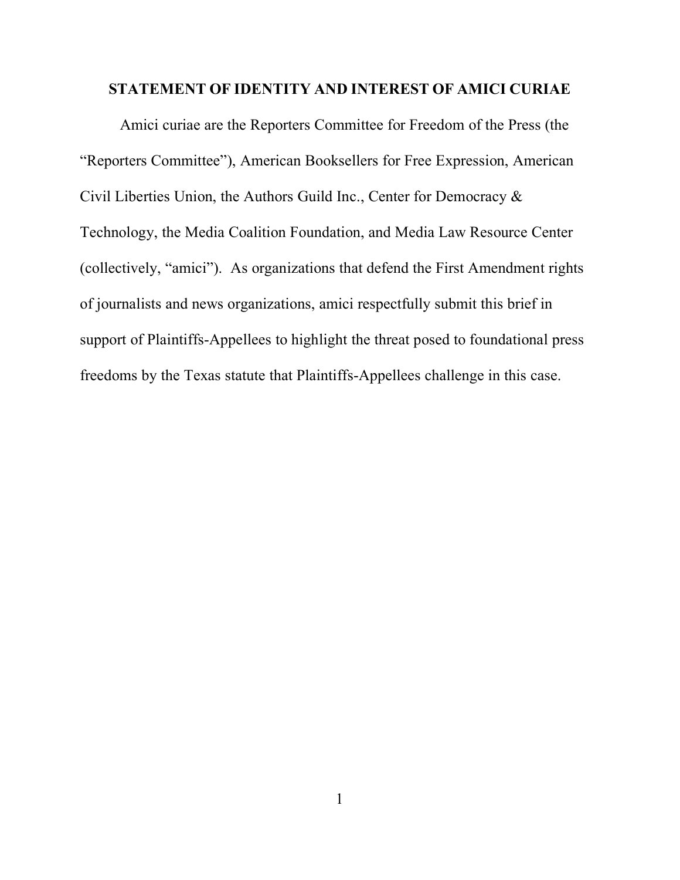## STATEMENT OF IDENTITY AND INTEREST OF AMICI CURIAE

Amici curiae are the Reporters Committee for Freedom of the Press (the "Reporters Committee"), American Booksellers for Free Expression, American Civil Liberties Union, the Authors Guild Inc., Center for Democracy & Technology, the Media Coalition Foundation, and Media Law Resource Center (collectively, "amici"). As organizations that defend the First Amendment rights of journalists and news organizations, amici respectfully submit this brief in support of Plaintiffs-Appellees to highlight the threat posed to foundational press freedoms by the Texas statute that Plaintiffs-Appellees challenge in this case.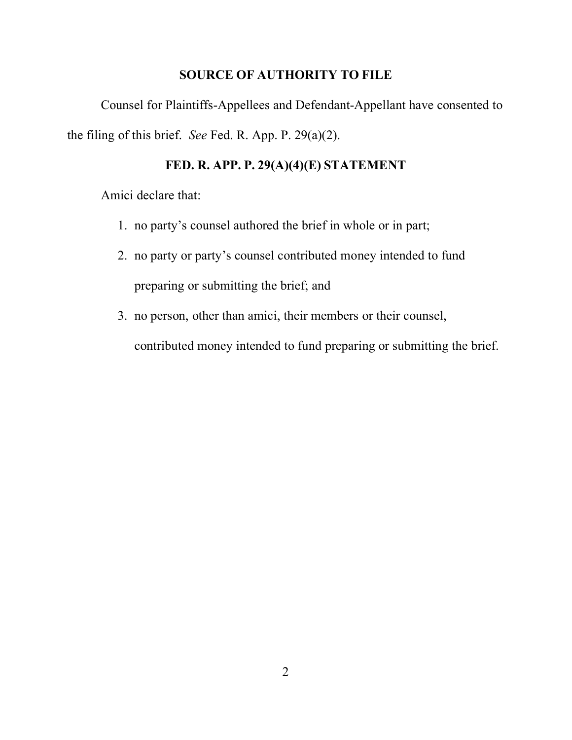## SOURCE OF AUTHORITY TO FILE

Counsel for Plaintiffs-Appellees and Defendant-Appellant have consented to the filing of this brief. *See* Fed. R. App. P. 29(a)(2).

## FED. R. APP. P. 29(A)(4)(E) STATEMENT

Amici declare that:

1. no party's counsel authored the brief in whole or in part;
2. no party or party's counsel contributed money intended to fund preparing or submitting the brief; and
3. no person, other than amici, their members or their counsel, contributed money intended to fund preparing or submitting the brief.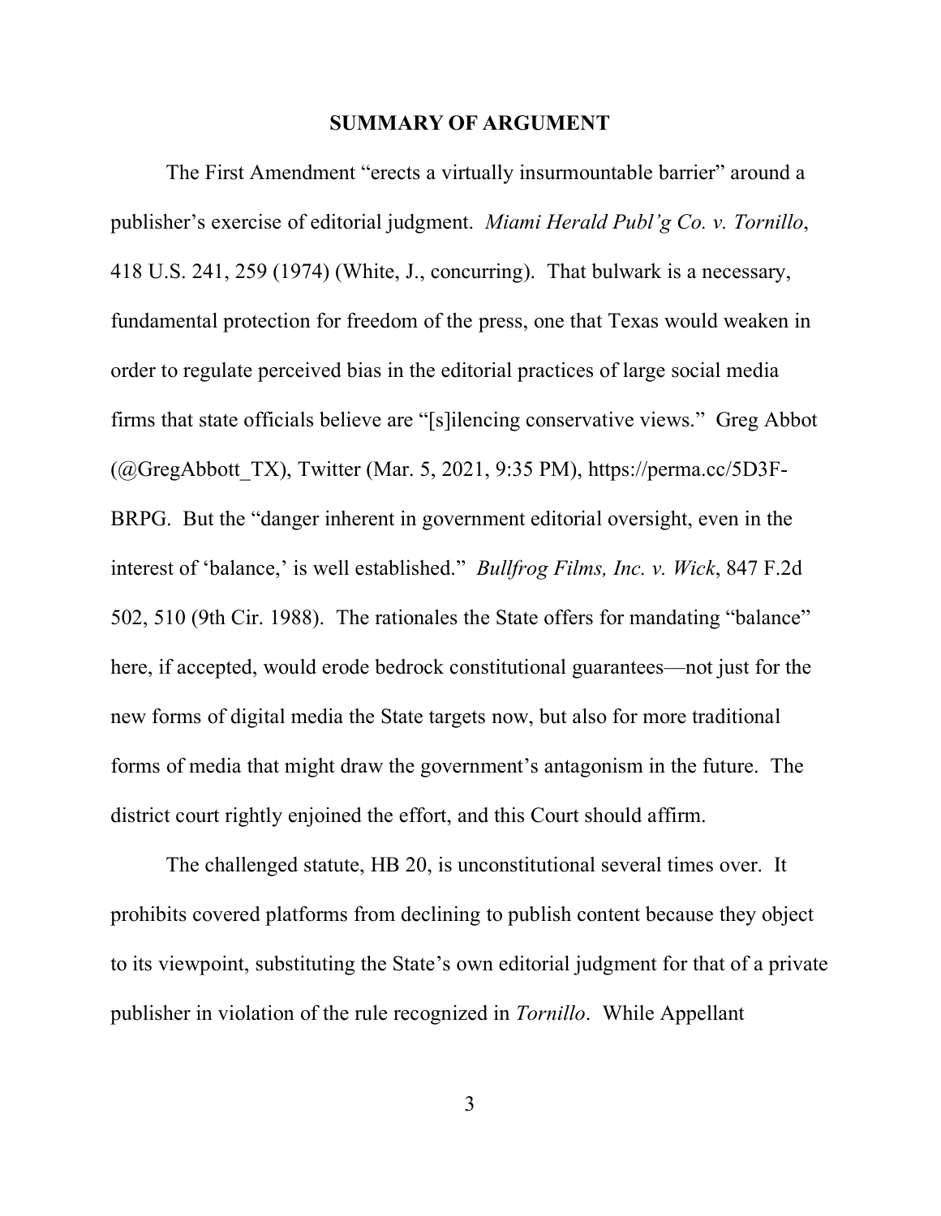## SUMMARY OF ARGUMENT

The First Amendment "erects a virtually insurmountable barrier" around a publisher's exercise of editorial judgment. *Miami Herald Publ'g Co. v. Tornillo*, 418 U.S. 241, 259 (1974) (White, J., concurring). That bulwark is a necessary, fundamental protection for freedom of the press, one that Texas would weaken in order to regulate perceived bias in the editorial practices of large social media firms that state officials believe are "[s]ilencing conservative views." Greg Abbot (@GregAbbott_TX), Twitter (Mar. 5, 2021, 9:35 PM), https://perma.cc/5D3F-BRPG. But the "danger inherent in government editorial oversight, even in the interest of 'balance,' is well established." *Bullfrog Films, Inc. v. Wick*, 847 F.2d 502, 510 (9th Cir. 1988). The rationales the State offers for mandating "balance" here, if accepted, would erode bedrock constitutional guarantees—not just for the new forms of digital media the State targets now, but also for more traditional forms of media that might draw the government's antagonism in the future. The district court rightly enjoined the effort, and this Court should affirm.

The challenged statute, HB 20, is unconstitutional several times over. It prohibits covered platforms from declining to publish content because they object to its viewpoint, substituting the State's own editorial judgment for that of a private publisher in violation of the rule recognized in *Tornillo*. While Appellant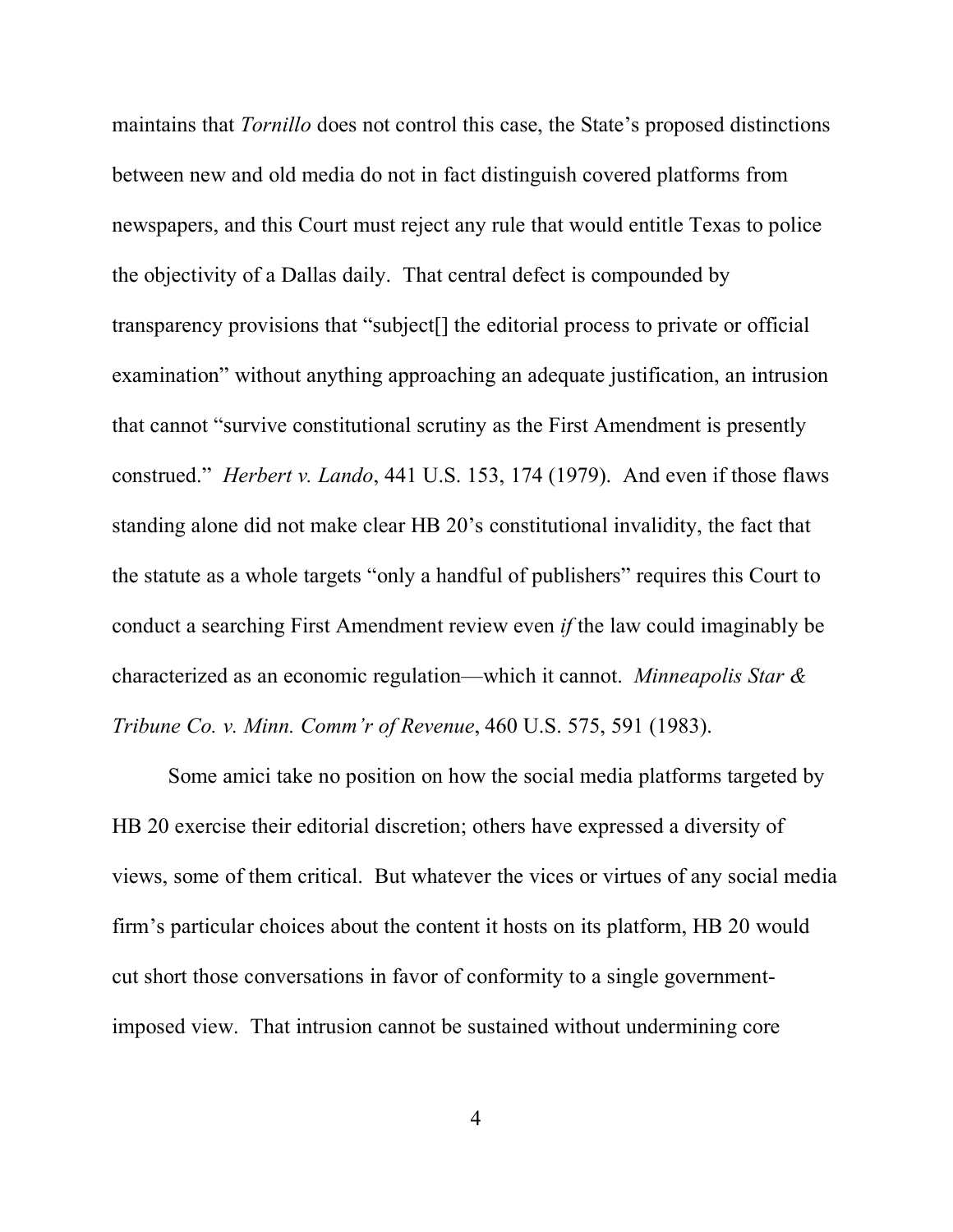maintains that *Tornillo* does not control this case, the State's proposed distinctions between new and old media do not in fact distinguish covered platforms from newspapers, and this Court must reject any rule that would entitle Texas to police the objectivity of a Dallas daily. That central defect is compounded by transparency provisions that "subject[] the editorial process to private or official examination" without anything approaching an adequate justification, an intrusion that cannot "survive constitutional scrutiny as the First Amendment is presently construed." *Herbert v. Lando*, 441 U.S. 153, 174 (1979). And even if those flaws standing alone did not make clear HB 20's constitutional invalidity, the fact that the statute as a whole targets "only a handful of publishers" requires this Court to conduct a searching First Amendment review even *if* the law could imaginably be characterized as an economic regulation—which it cannot. *Minneapolis Star & Tribune Co. v. Minn. Comm'r of Revenue*, 460 U.S. 575, 591 (1983).

Some amici take no position on how the social media platforms targeted by HB 20 exercise their editorial discretion; others have expressed a diversity of views, some of them critical. But whatever the vices or virtues of any social media firm's particular choices about the content it hosts on its platform, HB 20 would cut short those conversations in favor of conformity to a single government-imposed view. That intrusion cannot be sustained without undermining core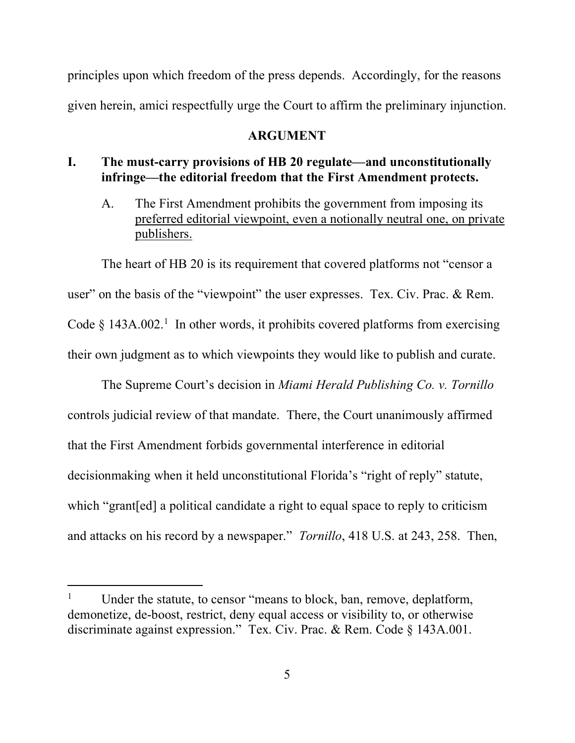principles upon which freedom of the press depends. Accordingly, for the reasons given herein, amici respectfully urge the Court to affirm the preliminary injunction.

## ARGUMENT

### I. The must-carry provisions of HB 20 regulate—and unconstitutionally infringe—the editorial freedom that the First Amendment protects.

#### A. The First Amendment prohibits the government from imposing its preferred editorial viewpoint, even a notionally neutral one, on private publishers.

The heart of HB 20 is its requirement that covered platforms not "censor a user" on the basis of the "viewpoint" the user expresses. Tex. Civ. Prac. & Rem. Code § 143A.002.[1] In other words, it prohibits covered platforms from exercising their own judgment as to which viewpoints they would like to publish and curate.

The Supreme Court's decision in *Miami Herald Publishing Co. v. Tornillo* controls judicial review of that mandate. There, the Court unanimously affirmed that the First Amendment forbids governmental interference in editorial decisionmaking when it held unconstitutional Florida's "right of reply" statute, which "grant[ed] a political candidate a right to equal space to reply to criticism and attacks on his record by a newspaper." *Tornillo*, 418 U.S. at 243, 258. Then,

---

[1] Under the statute, to censor "means to block, ban, remove, deplatform, demonetize, de-boost, restrict, deny equal access or visibility to, or otherwise discriminate against expression." Tex. Civ. Prac. & Rem. Code § 143A.001.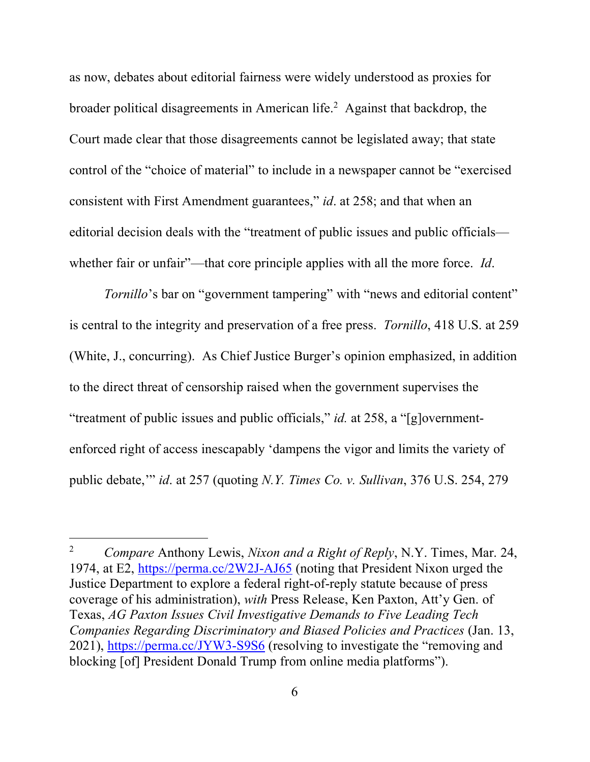as now, debates about editorial fairness were widely understood as proxies for broader political disagreements in American life.[2] Against that backdrop, the Court made clear that those disagreements cannot be legislated away; that state control of the "choice of material" to include in a newspaper cannot be "exercised consistent with First Amendment guarantees," *id*. at 258; and that when an editorial decision deals with the "treatment of public issues and public officials—whether fair or unfair"—that core principle applies with all the more force. *Id*.

*Tornillo*'s bar on "government tampering" with "news and editorial content" is central to the integrity and preservation of a free press. *Tornillo*, 418 U.S. at 259 (White, J., concurring). As Chief Justice Burger's opinion emphasized, in addition to the direct threat of censorship raised when the government supervises the "treatment of public issues and public officials," *id.* at 258, a "[g]overnment-enforced right of access inescapably 'dampens the vigor and limits the variety of public debate,'" *id*. at 257 (quoting *N.Y. Times Co. v. Sullivan*, 376 U.S. 254, 279

---

[2] *Compare* Anthony Lewis, *Nixon and a Right of Reply*, N.Y. Times, Mar. 24, 1974, at E2, https://perma.cc/2W2J-AJ65 (noting that President Nixon urged the Justice Department to explore a federal right-of-reply statute because of press coverage of his administration), *with* Press Release, Ken Paxton, Att'y Gen. of Texas, *AG Paxton Issues Civil Investigative Demands to Five Leading Tech Companies Regarding Discriminatory and Biased Policies and Practices* (Jan. 13, 2021), https://perma.cc/JYW3-S9S6 (resolving to investigate the "removing and blocking [of] President Donald Trump from online media platforms").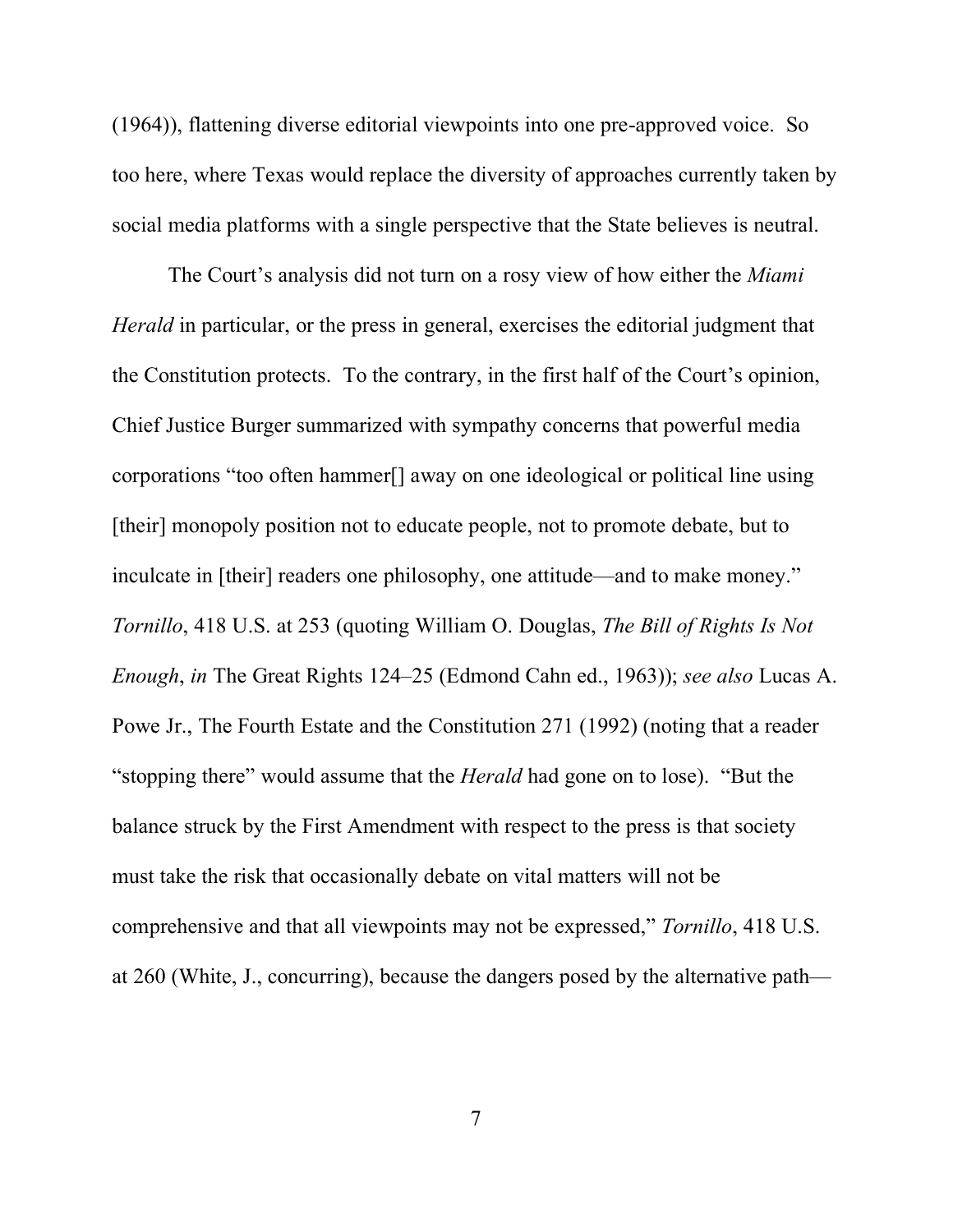(1964)), flattening diverse editorial viewpoints into one pre-approved voice. So too here, where Texas would replace the diversity of approaches currently taken by social media platforms with a single perspective that the State believes is neutral.

The Court's analysis did not turn on a rosy view of how either the *Miami Herald* in particular, or the press in general, exercises the editorial judgment that the Constitution protects. To the contrary, in the first half of the Court's opinion, Chief Justice Burger summarized with sympathy concerns that powerful media corporations "too often hammer[] away on one ideological or political line using [their] monopoly position not to educate people, not to promote debate, but to inculcate in [their] readers one philosophy, one attitude—and to make money." *Tornillo*, 418 U.S. at 253 (quoting William O. Douglas, *The Bill of Rights Is Not Enough*, *in* The Great Rights 124–25 (Edmond Cahn ed., 1963)); *see also* Lucas A. Powe Jr., The Fourth Estate and the Constitution 271 (1992) (noting that a reader "stopping there" would assume that the *Herald* had gone on to lose). "But the balance struck by the First Amendment with respect to the press is that society must take the risk that occasionally debate on vital matters will not be comprehensive and that all viewpoints may not be expressed," *Tornillo*, 418 U.S. at 260 (White, J., concurring), because the dangers posed by the alternative path—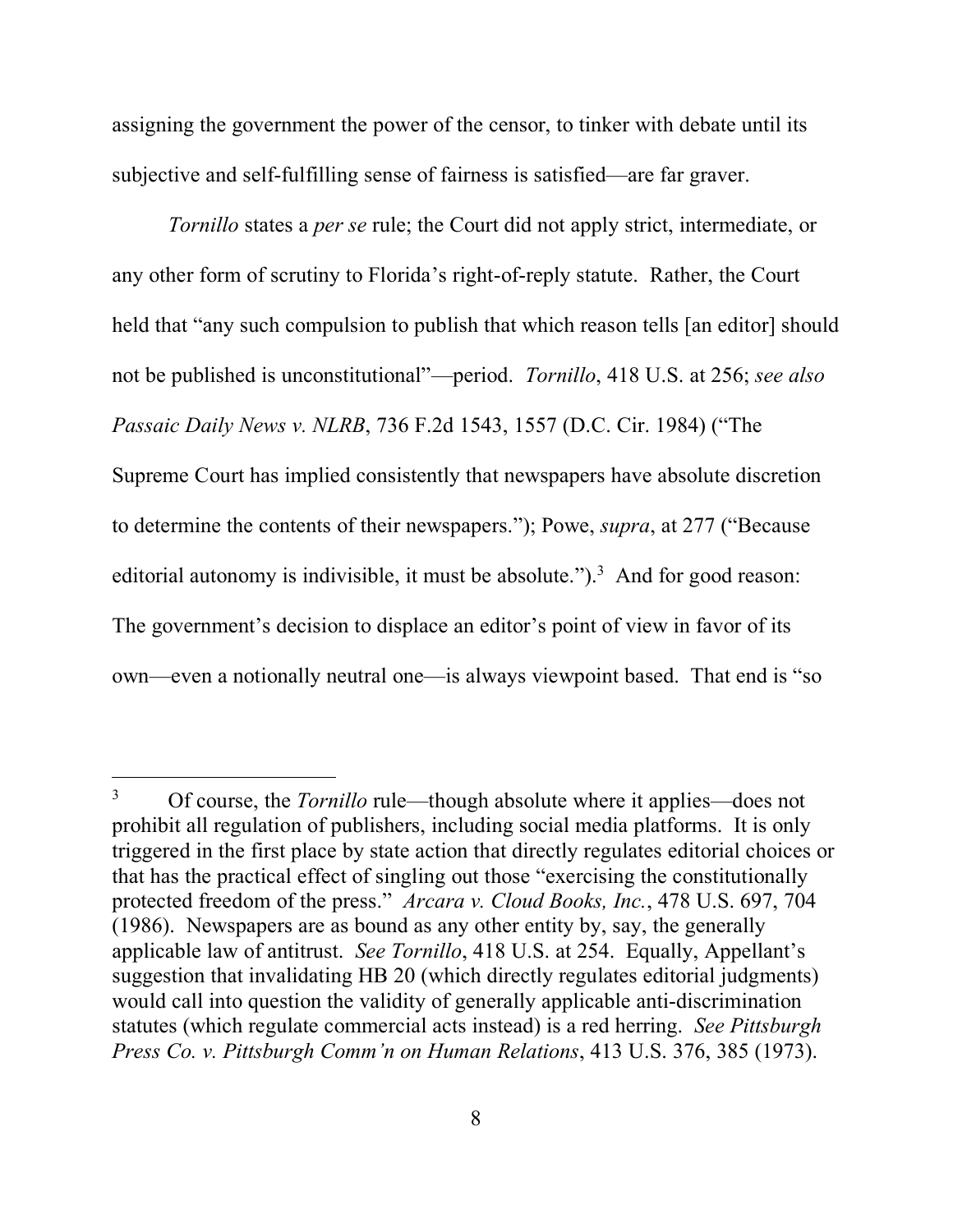assigning the government the power of the censor, to tinker with debate until its subjective and self-fulfilling sense of fairness is satisfied—are far graver.

*Tornillo* states a *per se* rule; the Court did not apply strict, intermediate, or any other form of scrutiny to Florida's right-of-reply statute. Rather, the Court held that "any such compulsion to publish that which reason tells [an editor] should not be published is unconstitutional"—period. *Tornillo*, 418 U.S. at 256; *see also Passaic Daily News v. NLRB*, 736 F.2d 1543, 1557 (D.C. Cir. 1984) ("The Supreme Court has implied consistently that newspapers have absolute discretion to determine the contents of their newspapers."); Powe, *supra*, at 277 ("Because editorial autonomy is indivisible, it must be absolute.").[3] And for good reason: The government's decision to displace an editor's point of view in favor of its own—even a notionally neutral one—is always viewpoint based. That end is "so

---

[3] Of course, the *Tornillo* rule—though absolute where it applies—does not prohibit all regulation of publishers, including social media platforms. It is only triggered in the first place by state action that directly regulates editorial choices or that has the practical effect of singling out those "exercising the constitutionally protected freedom of the press." *Arcara v. Cloud Books, Inc.*, 478 U.S. 697, 704 (1986). Newspapers are as bound as any other entity by, say, the generally applicable law of antitrust. *See Tornillo*, 418 U.S. at 254. Equally, Appellant's suggestion that invalidating HB 20 (which directly regulates editorial judgments) would call into question the validity of generally applicable anti-discrimination statutes (which regulate commercial acts instead) is a red herring. *See Pittsburgh Press Co. v. Pittsburgh Comm'n on Human Relations*, 413 U.S. 376, 385 (1973).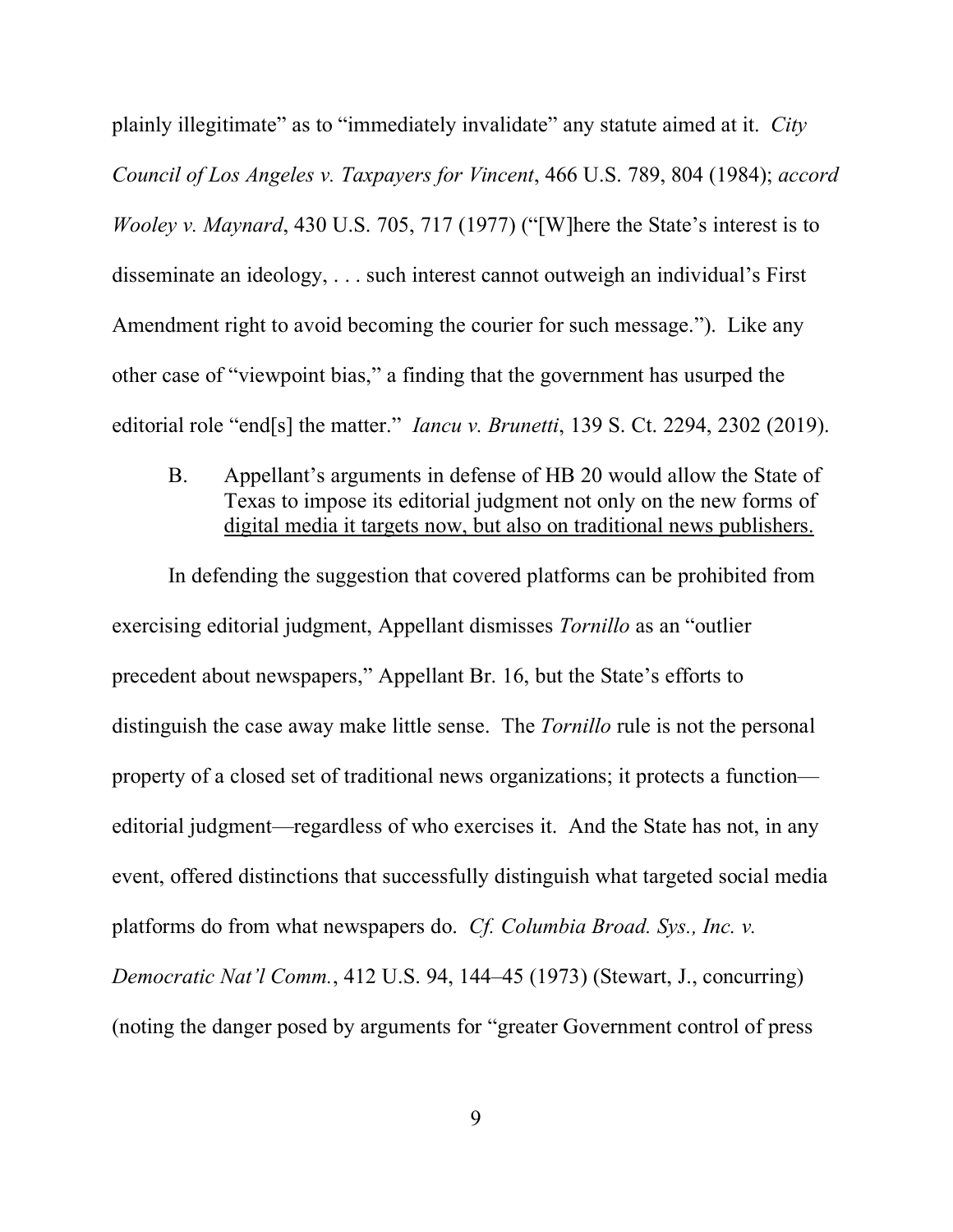plainly illegitimate" as to "immediately invalidate" any statute aimed at it. *City Council of Los Angeles v. Taxpayers for Vincent*, 466 U.S. 789, 804 (1984); *accord Wooley v. Maynard*, 430 U.S. 705, 717 (1977) ("[W]here the State's interest is to disseminate an ideology, . . . such interest cannot outweigh an individual's First Amendment right to avoid becoming the courier for such message."). Like any other case of "viewpoint bias," a finding that the government has usurped the editorial role "end[s] the matter." *Iancu v. Brunetti*, 139 S. Ct. 2294, 2302 (2019).

B. Appellant's arguments in defense of HB 20 would allow the State of Texas to impose its editorial judgment not only on the new forms of digital media it targets now, but also on traditional news publishers.

In defending the suggestion that covered platforms can be prohibited from exercising editorial judgment, Appellant dismisses *Tornillo* as an "outlier precedent about newspapers," Appellant Br. 16, but the State's efforts to distinguish the case away make little sense. The *Tornillo* rule is not the personal property of a closed set of traditional news organizations; it protects a function—editorial judgment—regardless of who exercises it. And the State has not, in any event, offered distinctions that successfully distinguish what targeted social media platforms do from what newspapers do. *Cf. Columbia Broad. Sys., Inc. v. Democratic Nat'l Comm.*, 412 U.S. 94, 144–45 (1973) (Stewart, J., concurring) (noting the danger posed by arguments for "greater Government control of press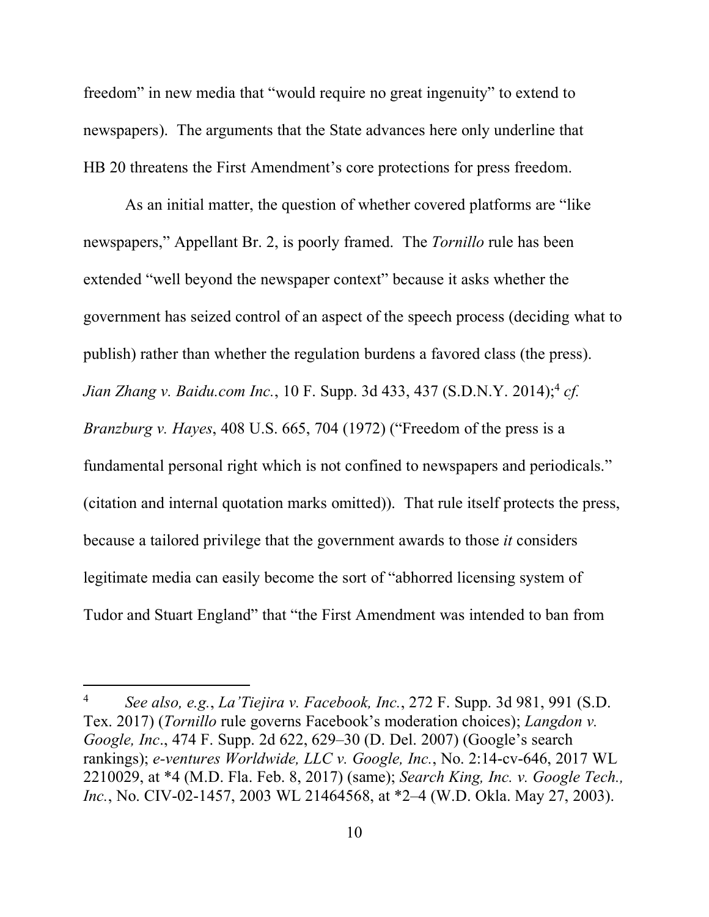freedom" in new media that "would require no great ingenuity" to extend to newspapers). The arguments that the State advances here only underline that HB 20 threatens the First Amendment's core protections for press freedom.

As an initial matter, the question of whether covered platforms are "like newspapers," Appellant Br. 2, is poorly framed. The *Tornillo* rule has been extended "well beyond the newspaper context" because it asks whether the government has seized control of an aspect of the speech process (deciding what to publish) rather than whether the regulation burdens a favored class (the press). *Jian Zhang v. Baidu.com Inc.*, 10 F. Supp. 3d 433, 437 (S.D.N.Y. 2014);[4] *cf. Branzburg v. Hayes*, 408 U.S. 665, 704 (1972) ("Freedom of the press is a fundamental personal right which is not confined to newspapers and periodicals." (citation and internal quotation marks omitted)). That rule itself protects the press, because a tailored privilege that the government awards to those *it* considers legitimate media can easily become the sort of "abhorred licensing system of Tudor and Stuart England" that "the First Amendment was intended to ban from

---

[4] *See also, e.g.*, *La'Tiejira v. Facebook, Inc.*, 272 F. Supp. 3d 981, 991 (S.D. Tex. 2017) (*Tornillo* rule governs Facebook's moderation choices); *Langdon v. Google, Inc*., 474 F. Supp. 2d 622, 629–30 (D. Del. 2007) (Google's search rankings); *e-ventures Worldwide, LLC v. Google, Inc.*, No. 2:14-cv-646, 2017 WL 2210029, at *4 (M.D. Fla. Feb. 8, 2017) (same); *Search King, Inc. v. Google Tech., Inc.*, No. CIV-02-1457, 2003 WL 21464568, at *2–4 (W.D. Okla. May 27, 2003).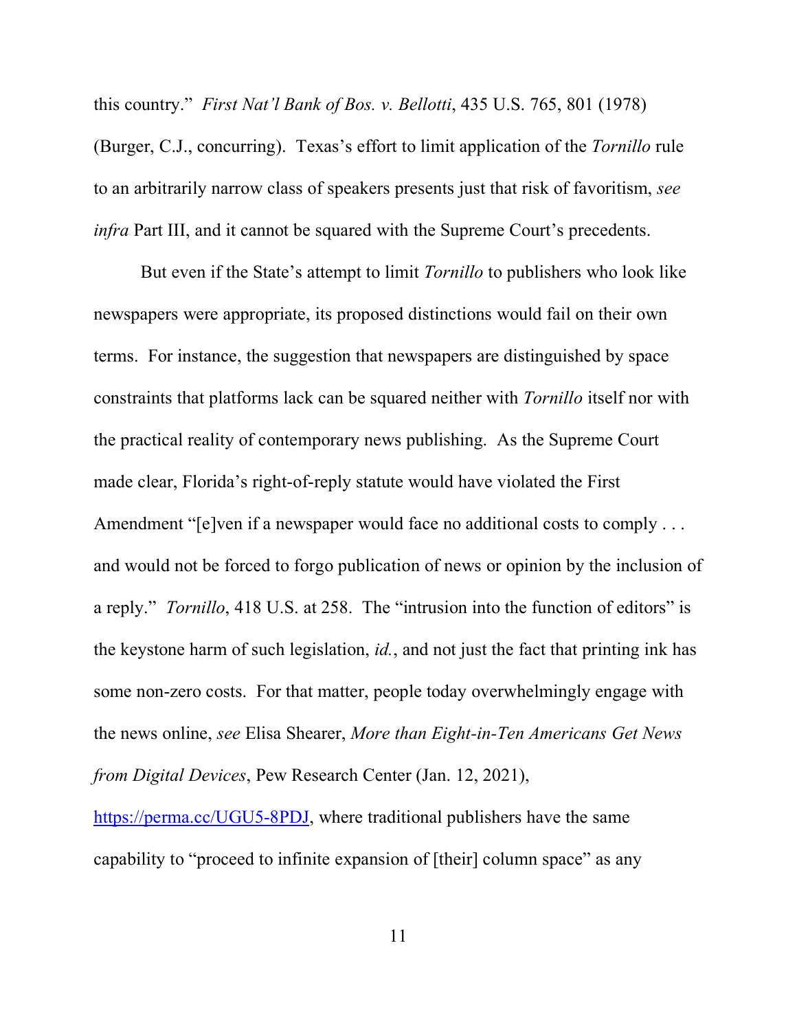this country." *First Nat'l Bank of Bos. v. Bellotti*, 435 U.S. 765, 801 (1978) (Burger, C.J., concurring). Texas's effort to limit application of the *Tornillo* rule to an arbitrarily narrow class of speakers presents just that risk of favoritism, *see infra* Part III, and it cannot be squared with the Supreme Court's precedents.

But even if the State's attempt to limit *Tornillo* to publishers who look like newspapers were appropriate, its proposed distinctions would fail on their own terms. For instance, the suggestion that newspapers are distinguished by space constraints that platforms lack can be squared neither with *Tornillo* itself nor with the practical reality of contemporary news publishing. As the Supreme Court made clear, Florida's right-of-reply statute would have violated the First Amendment "[e]ven if a newspaper would face no additional costs to comply . . . and would not be forced to forgo publication of news or opinion by the inclusion of a reply." *Tornillo*, 418 U.S. at 258. The "intrusion into the function of editors" is the keystone harm of such legislation, *id.*, and not just the fact that printing ink has some non-zero costs. For that matter, people today overwhelmingly engage with the news online, *see* Elisa Shearer, *More than Eight-in-Ten Americans Get News from Digital Devices*, Pew Research Center (Jan. 12, 2021), https://perma.cc/UGU5-8PDJ, where traditional publishers have the same capability to "proceed to infinite expansion of [their] column space" as any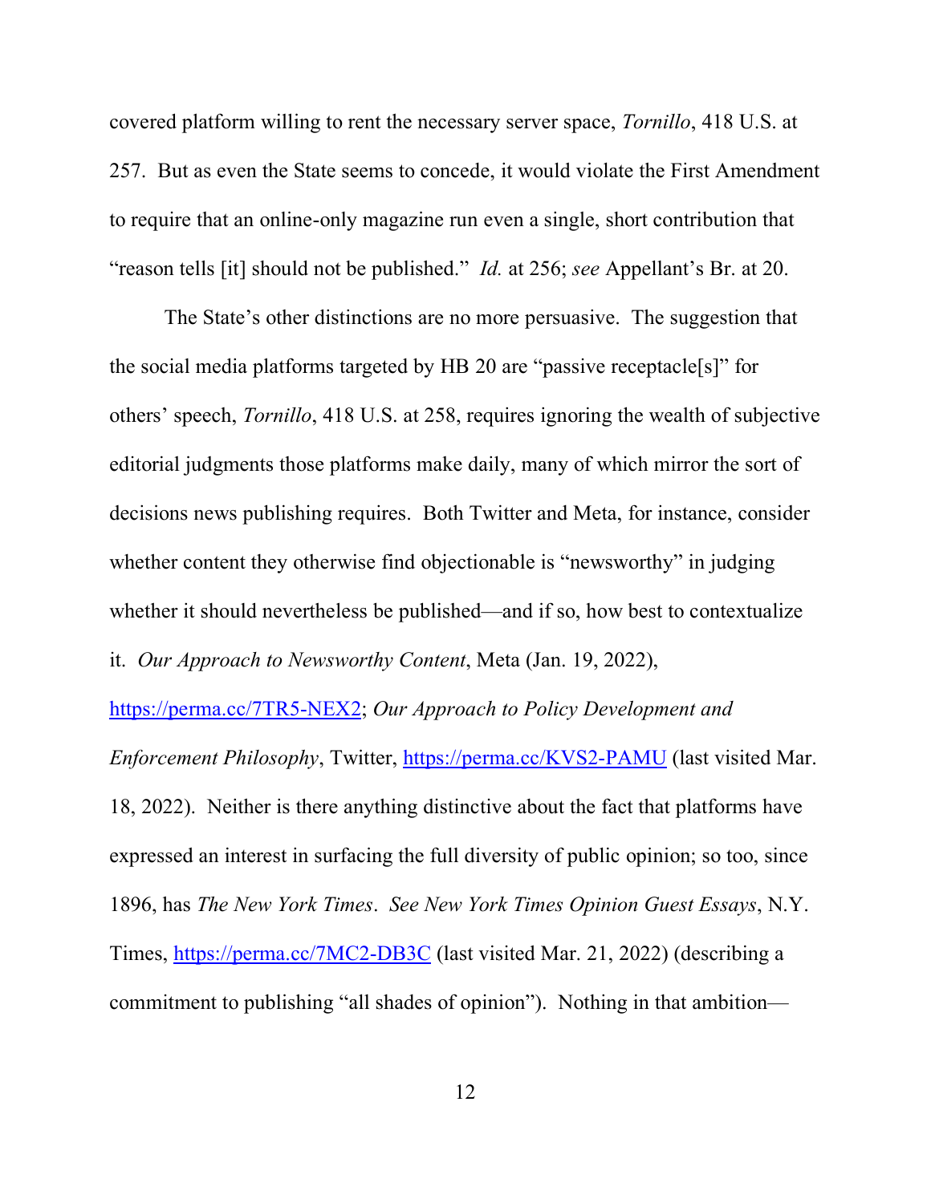covered platform willing to rent the necessary server space, *Tornillo*, 418 U.S. at 257. But as even the State seems to concede, it would violate the First Amendment to require that an online-only magazine run even a single, short contribution that "reason tells [it] should not be published." *Id.* at 256; *see* Appellant's Br. at 20.

The State's other distinctions are no more persuasive. The suggestion that the social media platforms targeted by HB 20 are "passive receptacle[s]" for others' speech, *Tornillo*, 418 U.S. at 258, requires ignoring the wealth of subjective editorial judgments those platforms make daily, many of which mirror the sort of decisions news publishing requires. Both Twitter and Meta, for instance, consider whether content they otherwise find objectionable is "newsworthy" in judging whether it should nevertheless be published—and if so, how best to contextualize it. *Our Approach to Newsworthy Content*, Meta (Jan. 19, 2022), https://perma.cc/7TR5-NEX2; *Our Approach to Policy Development and Enforcement Philosophy*, Twitter, https://perma.cc/KVS2-PAMU (last visited Mar. 18, 2022). Neither is there anything distinctive about the fact that platforms have expressed an interest in surfacing the full diversity of public opinion; so too, since 1896, has *The New York Times*. *See New York Times Opinion Guest Essays*, N.Y. Times, https://perma.cc/7MC2-DB3C (last visited Mar. 21, 2022) (describing a commitment to publishing "all shades of opinion"). Nothing in that ambition—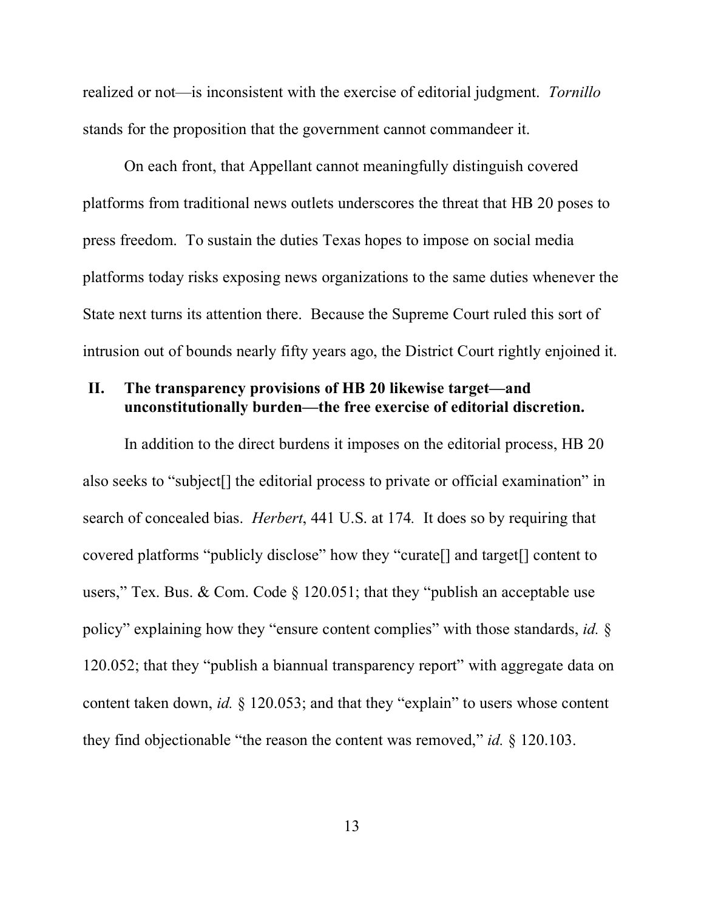realized or not—is inconsistent with the exercise of editorial judgment. *Tornillo* stands for the proposition that the government cannot commandeer it.

On each front, that Appellant cannot meaningfully distinguish covered platforms from traditional news outlets underscores the threat that HB 20 poses to press freedom. To sustain the duties Texas hopes to impose on social media platforms today risks exposing news organizations to the same duties whenever the State next turns its attention there. Because the Supreme Court ruled this sort of intrusion out of bounds nearly fifty years ago, the District Court rightly enjoined it.

## II. The transparency provisions of HB 20 likewise target—and unconstitutionally burden—the free exercise of editorial discretion.

In addition to the direct burdens it imposes on the editorial process, HB 20 also seeks to "subject[] the editorial process to private or official examination" in search of concealed bias. *Herbert*, 441 U.S. at 174*.* It does so by requiring that covered platforms "publicly disclose" how they "curate[] and target[] content to users," Tex. Bus. & Com. Code § 120.051; that they "publish an acceptable use policy" explaining how they "ensure content complies" with those standards, *id.* § 120.052; that they "publish a biannual transparency report" with aggregate data on content taken down, *id.* § 120.053; and that they "explain" to users whose content they find objectionable "the reason the content was removed," *id.* § 120.103.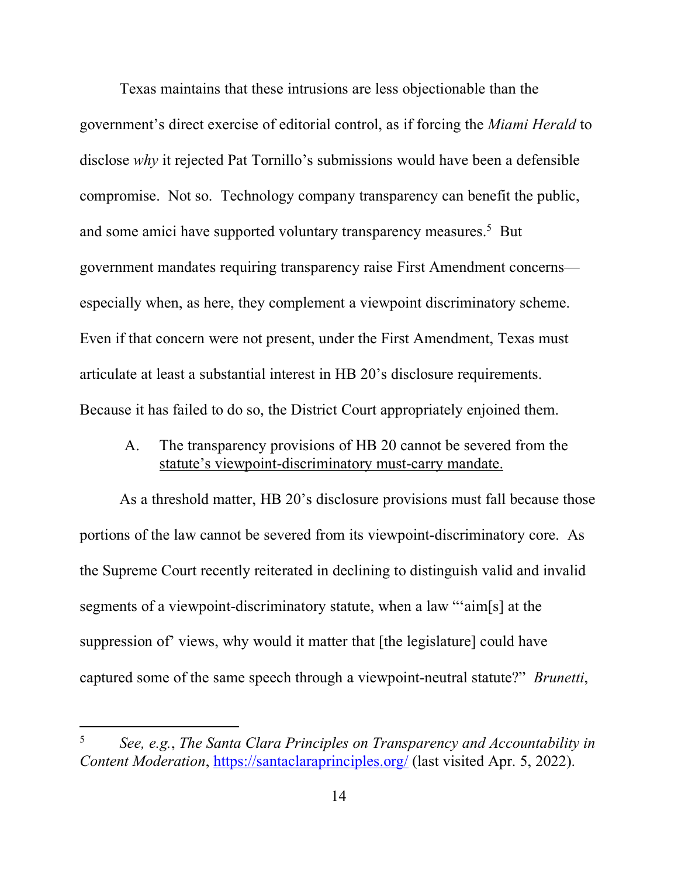Texas maintains that these intrusions are less objectionable than the government's direct exercise of editorial control, as if forcing the *Miami Herald* to disclose *why* it rejected Pat Tornillo's submissions would have been a defensible compromise. Not so. Technology company transparency can benefit the public, and some amici have supported voluntary transparency measures.[5] But government mandates requiring transparency raise First Amendment concerns—especially when, as here, they complement a viewpoint discriminatory scheme. Even if that concern were not present, under the First Amendment, Texas must articulate at least a substantial interest in HB 20's disclosure requirements. Because it has failed to do so, the District Court appropriately enjoined them.

A. The transparency provisions of HB 20 cannot be severed from the statute's viewpoint-discriminatory must-carry mandate.

As a threshold matter, HB 20's disclosure provisions must fall because those portions of the law cannot be severed from its viewpoint-discriminatory core. As the Supreme Court recently reiterated in declining to distinguish valid and invalid segments of a viewpoint-discriminatory statute, when a law "'aim[s] at the suppression of' views, why would it matter that [the legislature] could have captured some of the same speech through a viewpoint-neutral statute?" *Brunetti*,

---

[5] *See, e.g.*, *The Santa Clara Principles on Transparency and Accountability in Content Moderation*, https://santaclaraprinciples.org/ (last visited Apr. 5, 2022).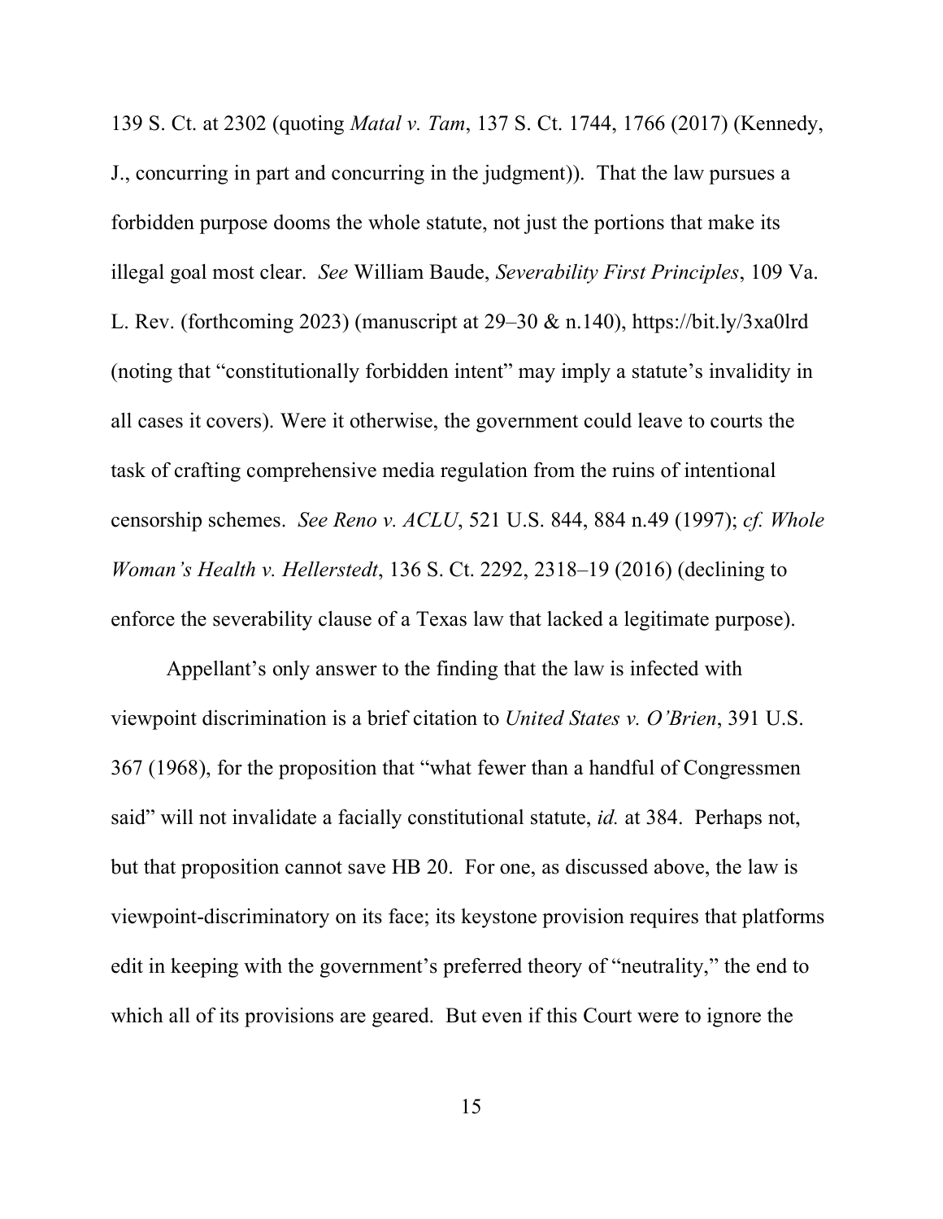139 S. Ct. at 2302 (quoting *Matal v. Tam*, 137 S. Ct. 1744, 1766 (2017) (Kennedy, J., concurring in part and concurring in the judgment)). That the law pursues a forbidden purpose dooms the whole statute, not just the portions that make its illegal goal most clear. *See* William Baude, *Severability First Principles*, 109 Va. L. Rev. (forthcoming 2023) (manuscript at 29–30 & n.140), https://bit.ly/3xa0lrd (noting that "constitutionally forbidden intent" may imply a statute's invalidity in all cases it covers). Were it otherwise, the government could leave to courts the task of crafting comprehensive media regulation from the ruins of intentional censorship schemes. *See Reno v. ACLU*, 521 U.S. 844, 884 n.49 (1997); *cf. Whole Woman's Health v. Hellerstedt*, 136 S. Ct. 2292, 2318–19 (2016) (declining to enforce the severability clause of a Texas law that lacked a legitimate purpose).

Appellant's only answer to the finding that the law is infected with viewpoint discrimination is a brief citation to *United States v. O'Brien*, 391 U.S. 367 (1968), for the proposition that "what fewer than a handful of Congressmen said" will not invalidate a facially constitutional statute, *id.* at 384. Perhaps not, but that proposition cannot save HB 20. For one, as discussed above, the law is viewpoint-discriminatory on its face; its keystone provision requires that platforms edit in keeping with the government's preferred theory of "neutrality," the end to which all of its provisions are geared. But even if this Court were to ignore the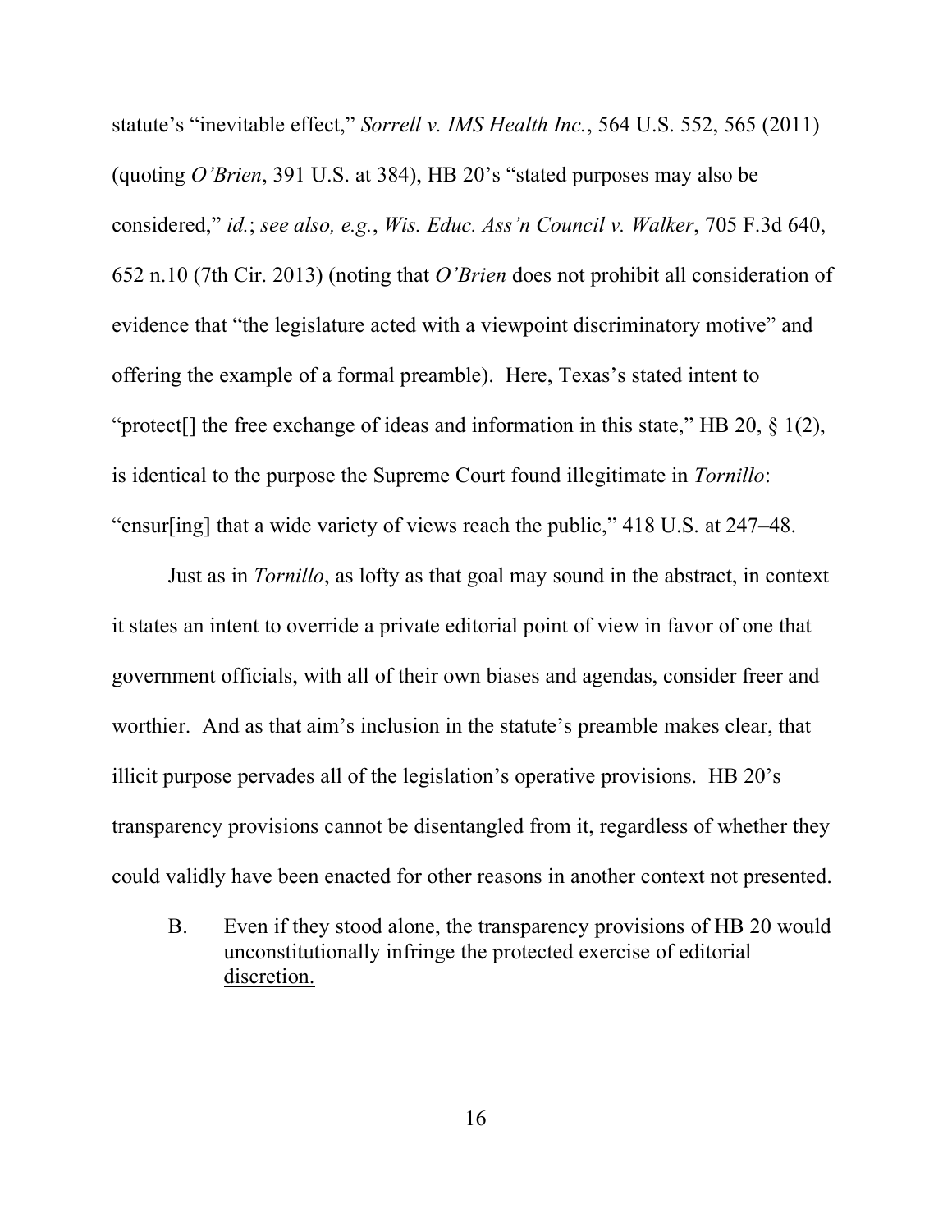statute's "inevitable effect," *Sorrell v. IMS Health Inc.*, 564 U.S. 552, 565 (2011) (quoting *O'Brien*, 391 U.S. at 384), HB 20's "stated purposes may also be considered," *id.*; *see also, e.g.*, *Wis. Educ. Ass'n Council v. Walker*, 705 F.3d 640, 652 n.10 (7th Cir. 2013) (noting that *O'Brien* does not prohibit all consideration of evidence that "the legislature acted with a viewpoint discriminatory motive" and offering the example of a formal preamble). Here, Texas's stated intent to "protect[] the free exchange of ideas and information in this state," HB 20, § 1(2), is identical to the purpose the Supreme Court found illegitimate in *Tornillo*: "ensur[ing] that a wide variety of views reach the public," 418 U.S. at 247–48.

Just as in *Tornillo*, as lofty as that goal may sound in the abstract, in context it states an intent to override a private editorial point of view in favor of one that government officials, with all of their own biases and agendas, consider freer and worthier. And as that aim's inclusion in the statute's preamble makes clear, that illicit purpose pervades all of the legislation's operative provisions. HB 20's transparency provisions cannot be disentangled from it, regardless of whether they could validly have been enacted for other reasons in another context not presented.

### B. Even if they stood alone, the transparency provisions of HB 20 would unconstitutionally infringe the protected exercise of editorial discretion.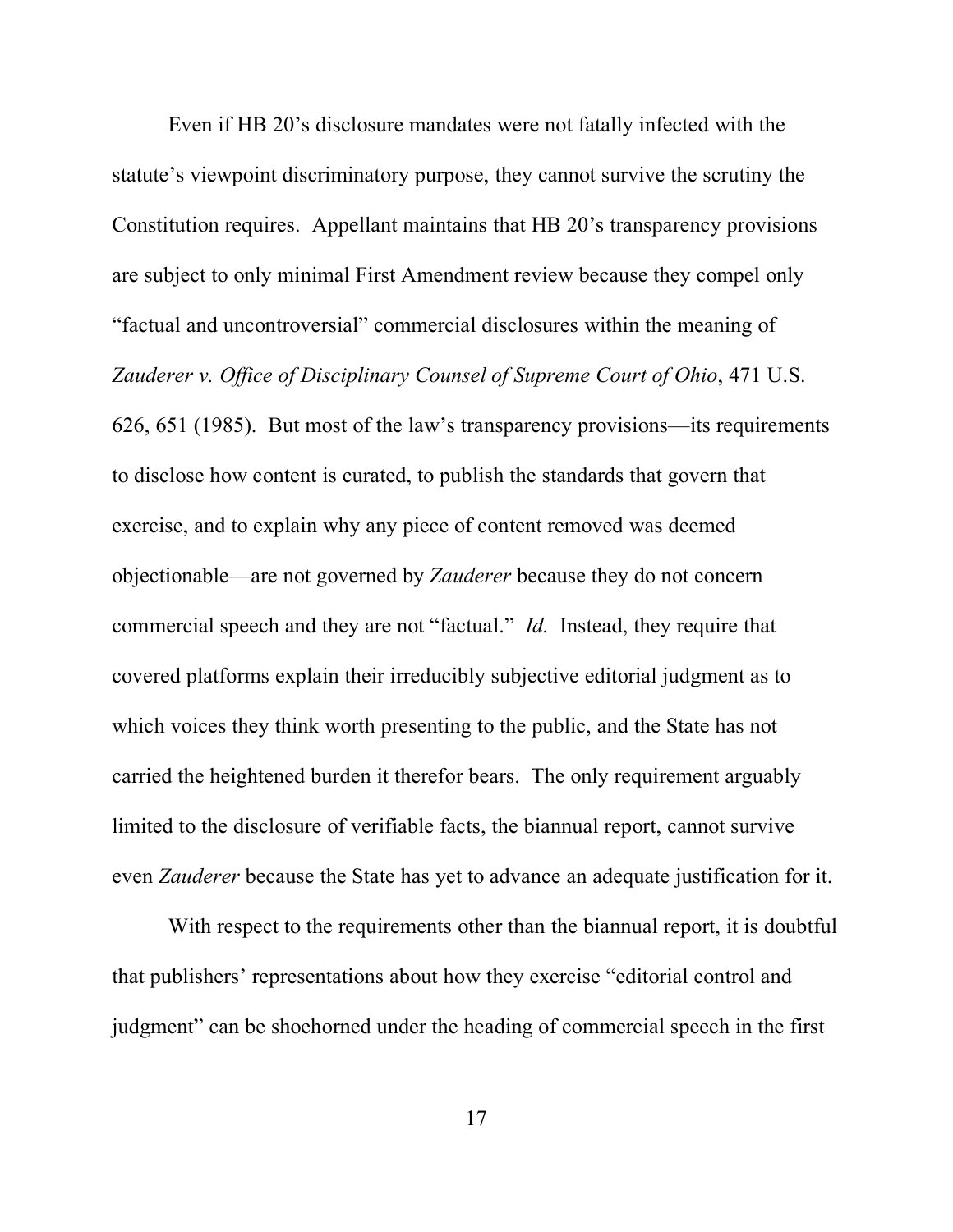Even if HB 20's disclosure mandates were not fatally infected with the statute's viewpoint discriminatory purpose, they cannot survive the scrutiny the Constitution requires. Appellant maintains that HB 20's transparency provisions are subject to only minimal First Amendment review because they compel only "factual and uncontroversial" commercial disclosures within the meaning of *Zauderer v. Office of Disciplinary Counsel of Supreme Court of Ohio*, 471 U.S. 626, 651 (1985). But most of the law's transparency provisions—its requirements to disclose how content is curated, to publish the standards that govern that exercise, and to explain why any piece of content removed was deemed objectionable—are not governed by *Zauderer* because they do not concern commercial speech and they are not "factual." *Id.* Instead, they require that covered platforms explain their irreducibly subjective editorial judgment as to which voices they think worth presenting to the public, and the State has not carried the heightened burden it therefor bears. The only requirement arguably limited to the disclosure of verifiable facts, the biannual report, cannot survive even *Zauderer* because the State has yet to advance an adequate justification for it.

With respect to the requirements other than the biannual report, it is doubtful that publishers' representations about how they exercise "editorial control and judgment" can be shoehorned under the heading of commercial speech in the first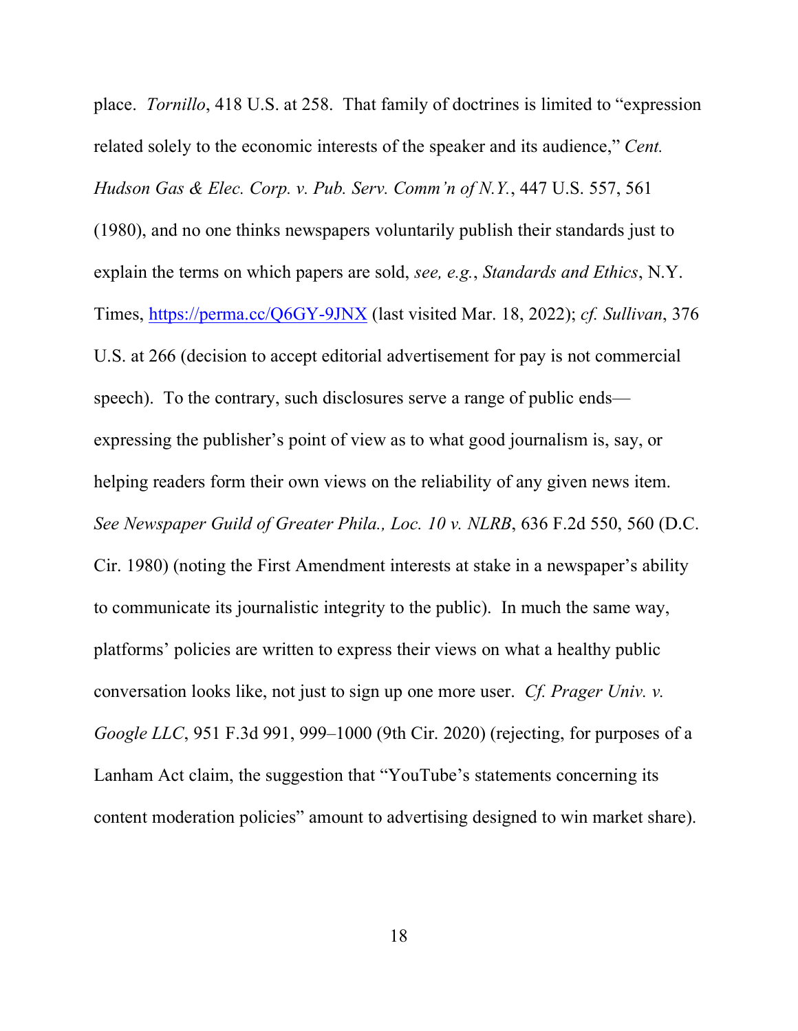place. *Tornillo*, 418 U.S. at 258. That family of doctrines is limited to "expression related solely to the economic interests of the speaker and its audience," *Cent. Hudson Gas & Elec. Corp. v. Pub. Serv. Comm'n of N.Y.*, 447 U.S. 557, 561 (1980), and no one thinks newspapers voluntarily publish their standards just to explain the terms on which papers are sold, *see, e.g.*, *Standards and Ethics*, N.Y. Times, [https://perma.cc/Q6GY-9JNX](https://perma.cc/Q6GY-9JNX) (last visited Mar. 18, 2022); *cf. Sullivan*, 376 U.S. at 266 (decision to accept editorial advertisement for pay is not commercial speech). To the contrary, such disclosures serve a range of public ends—expressing the publisher's point of view as to what good journalism is, say, or helping readers form their own views on the reliability of any given news item. *See Newspaper Guild of Greater Phila., Loc. 10 v. NLRB*, 636 F.2d 550, 560 (D.C. Cir. 1980) (noting the First Amendment interests at stake in a newspaper's ability to communicate its journalistic integrity to the public). In much the same way, platforms' policies are written to express their views on what a healthy public conversation looks like, not just to sign up one more user. *Cf. Prager Univ. v. Google LLC*, 951 F.3d 991, 999–1000 (9th Cir. 2020) (rejecting, for purposes of a Lanham Act claim, the suggestion that "YouTube's statements concerning its content moderation policies" amount to advertising designed to win market share).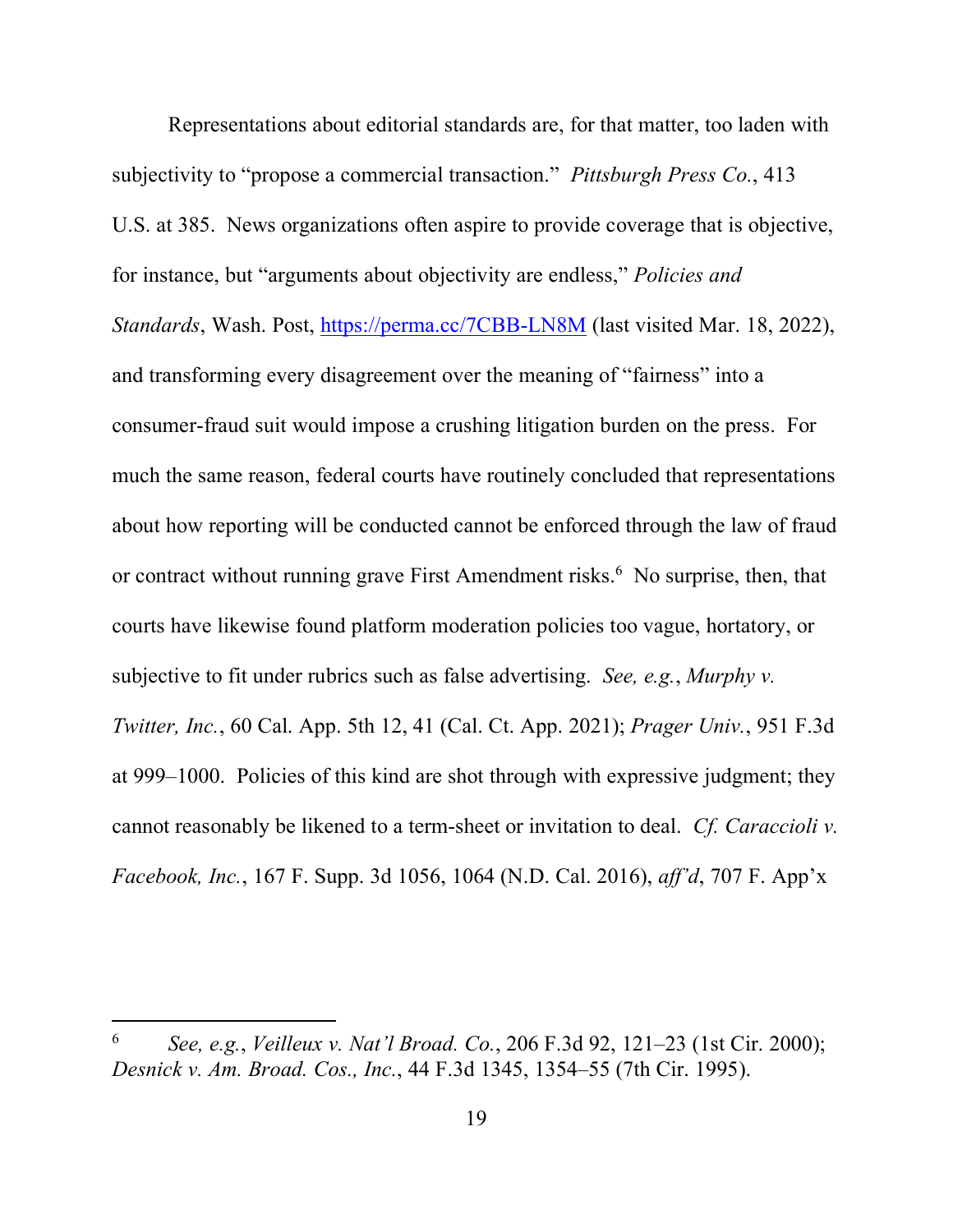Representations about editorial standards are, for that matter, too laden with subjectivity to "propose a commercial transaction." *Pittsburgh Press Co.*, 413 U.S. at 385. News organizations often aspire to provide coverage that is objective, for instance, but "arguments about objectivity are endless," *Policies and Standards*, Wash. Post, https://perma.cc/7CBB-LN8M (last visited Mar. 18, 2022), and transforming every disagreement over the meaning of "fairness" into a consumer-fraud suit would impose a crushing litigation burden on the press. For much the same reason, federal courts have routinely concluded that representations about how reporting will be conducted cannot be enforced through the law of fraud or contract without running grave First Amendment risks.[6] No surprise, then, that courts have likewise found platform moderation policies too vague, hortatory, or subjective to fit under rubrics such as false advertising. *See, e.g.*, *Murphy v. Twitter, Inc.*, 60 Cal. App. 5th 12, 41 (Cal. Ct. App. 2021); *Prager Univ.*, 951 F.3d at 999–1000. Policies of this kind are shot through with expressive judgment; they cannot reasonably be likened to a term-sheet or invitation to deal. *Cf. Caraccioli v. Facebook, Inc.*, 167 F. Supp. 3d 1056, 1064 (N.D. Cal. 2016), *aff'd*, 707 F. App'x

---

[6] *See, e.g.*, *Veilleux v. Nat'l Broad. Co.*, 206 F.3d 92, 121–23 (1st Cir. 2000); *Desnick v. Am. Broad. Cos., Inc.*, 44 F.3d 1345, 1354–55 (7th Cir. 1995).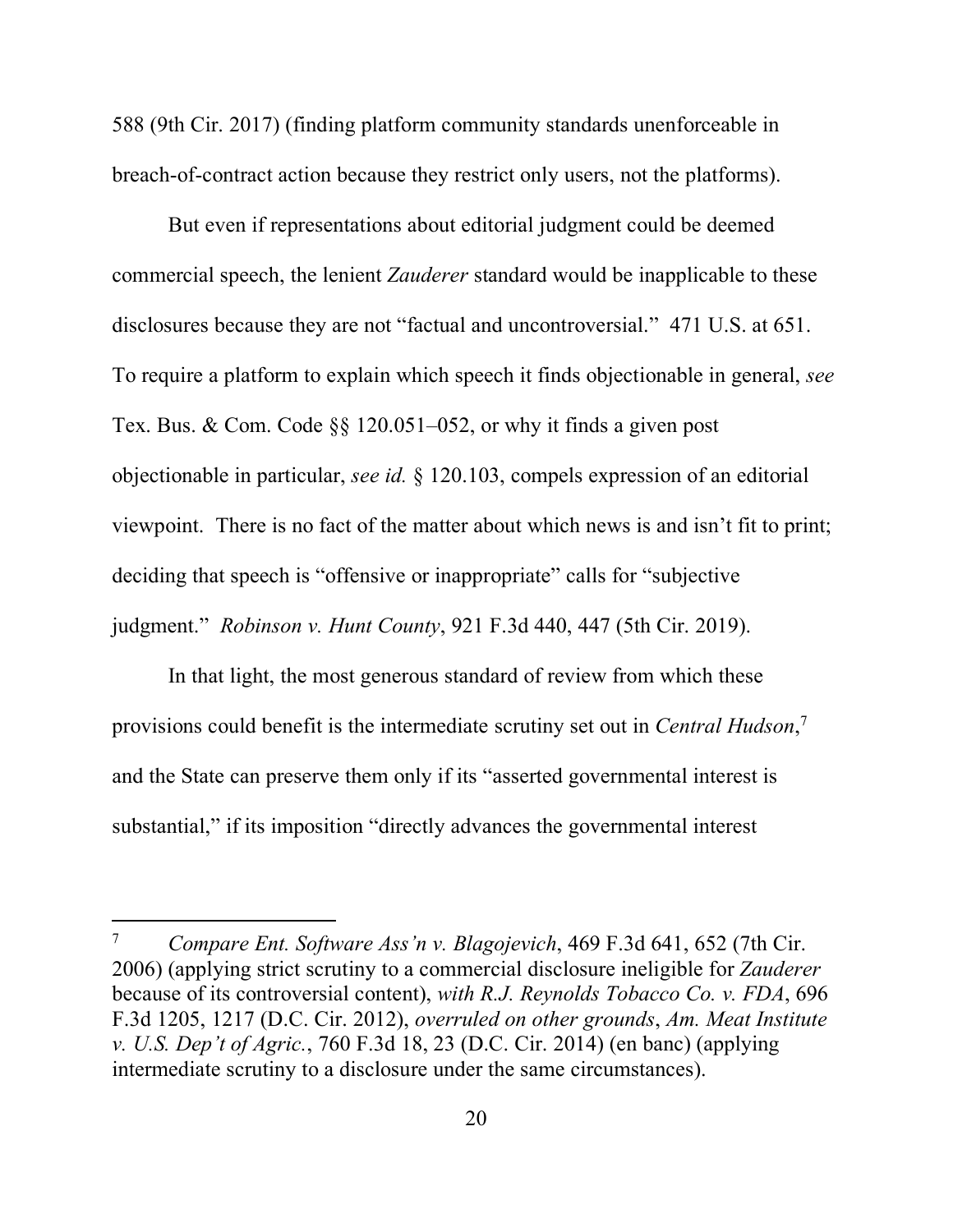588 (9th Cir. 2017) (finding platform community standards unenforceable in breach-of-contract action because they restrict only users, not the platforms).

But even if representations about editorial judgment could be deemed commercial speech, the lenient *Zauderer* standard would be inapplicable to these disclosures because they are not "factual and uncontroversial." 471 U.S. at 651. To require a platform to explain which speech it finds objectionable in general, *see* Tex. Bus. & Com. Code §§ 120.051–052, or why it finds a given post objectionable in particular, *see id.* § 120.103, compels expression of an editorial viewpoint. There is no fact of the matter about which news is and isn't fit to print; deciding that speech is "offensive or inappropriate" calls for "subjective judgment." *Robinson v. Hunt County*, 921 F.3d 440, 447 (5th Cir. 2019).

In that light, the most generous standard of review from which these provisions could benefit is the intermediate scrutiny set out in *Central Hudson*,[7] and the State can preserve them only if its "asserted governmental interest is substantial," if its imposition "directly advances the governmental interest

---

[7] *Compare Ent. Software Ass'n v. Blagojevich*, 469 F.3d 641, 652 (7th Cir. 2006) (applying strict scrutiny to a commercial disclosure ineligible for *Zauderer* because of its controversial content), *with R.J. Reynolds Tobacco Co. v. FDA*, 696 F.3d 1205, 1217 (D.C. Cir. 2012), *overruled on other grounds*, *Am. Meat Institute v. U.S. Dep't of Agric.*, 760 F.3d 18, 23 (D.C. Cir. 2014) (en banc) (applying intermediate scrutiny to a disclosure under the same circumstances).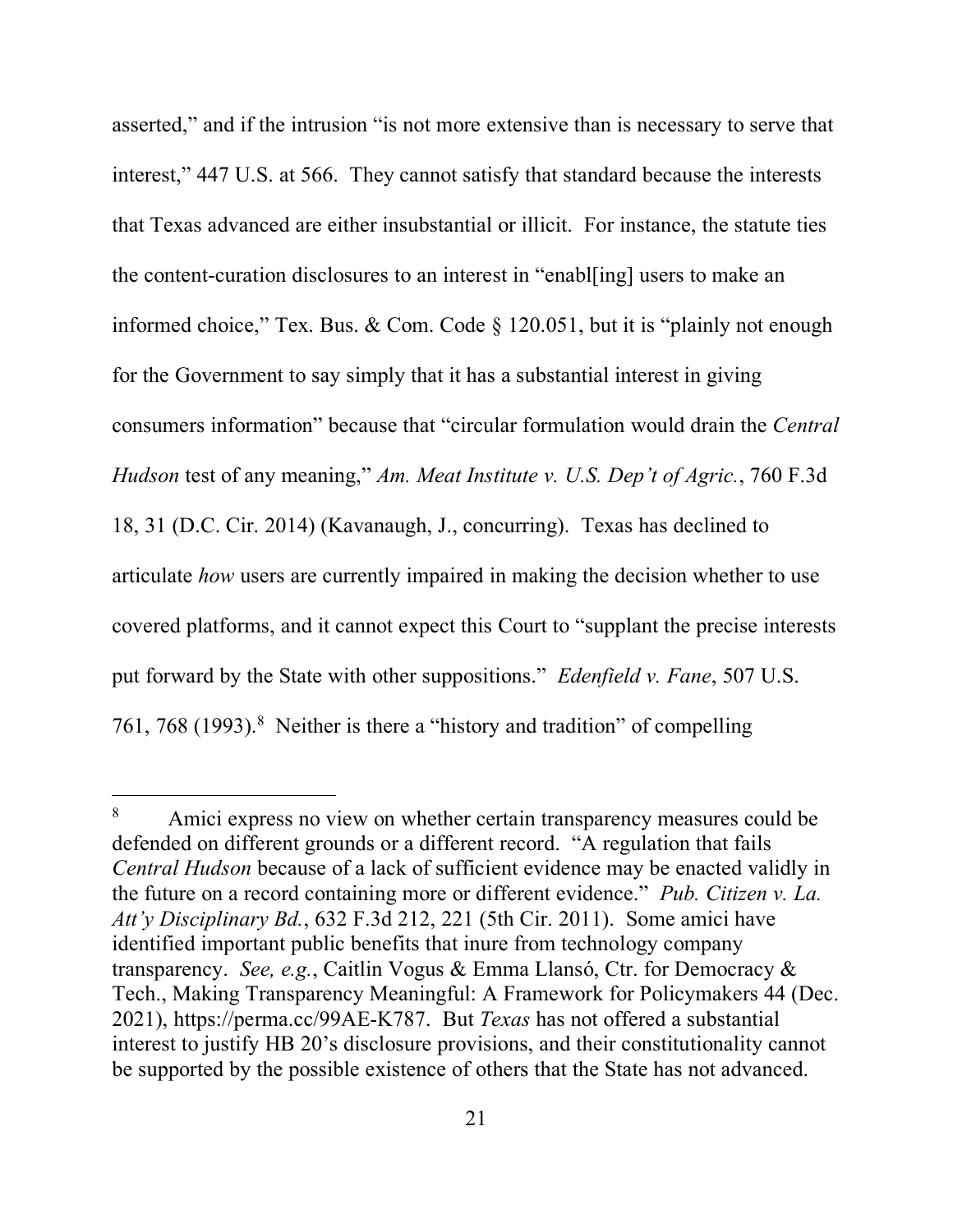asserted," and if the intrusion "is not more extensive than is necessary to serve that interest," 447 U.S. at 566. They cannot satisfy that standard because the interests that Texas advanced are either insubstantial or illicit. For instance, the statute ties the content-curation disclosures to an interest in "enabl[ing] users to make an informed choice," Tex. Bus. & Com. Code § 120.051, but it is "plainly not enough for the Government to say simply that it has a substantial interest in giving consumers information" because that "circular formulation would drain the *Central Hudson* test of any meaning," *Am. Meat Institute v. U.S. Dep't of Agric.*, 760 F.3d 18, 31 (D.C. Cir. 2014) (Kavanaugh, J., concurring). Texas has declined to articulate *how* users are currently impaired in making the decision whether to use covered platforms, and it cannot expect this Court to "supplant the precise interests put forward by the State with other suppositions." *Edenfield v. Fane*, 507 U.S. 761, 768 (1993).[8] Neither is there a "history and tradition" of compelling

---

[8] Amici express no view on whether certain transparency measures could be defended on different grounds or a different record. "A regulation that fails *Central Hudson* because of a lack of sufficient evidence may be enacted validly in the future on a record containing more or different evidence." *Pub. Citizen v. La. Att'y Disciplinary Bd.*, 632 F.3d 212, 221 (5th Cir. 2011). Some amici have identified important public benefits that inure from technology company transparency. *See, e.g.*, Caitlin Vogus & Emma Llansó, Ctr. for Democracy & Tech., Making Transparency Meaningful: A Framework for Policymakers 44 (Dec. 2021), https://perma.cc/99AE-K787. But *Texas* has not offered a substantial interest to justify HB 20's disclosure provisions, and their constitutionality cannot be supported by the possible existence of others that the State has not advanced.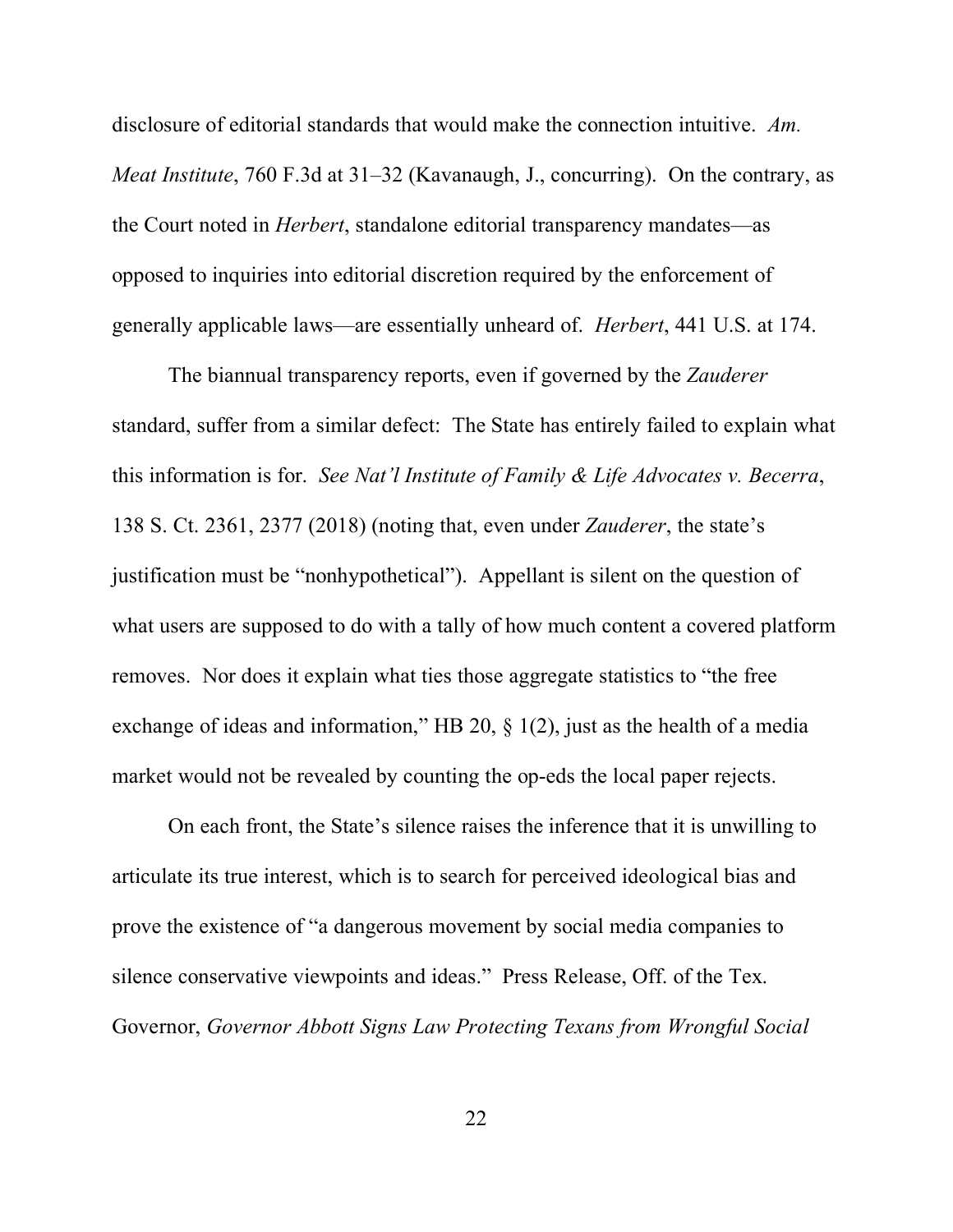disclosure of editorial standards that would make the connection intuitive. *Am. Meat Institute*, 760 F.3d at 31–32 (Kavanaugh, J., concurring). On the contrary, as the Court noted in *Herbert*, standalone editorial transparency mandates—as opposed to inquiries into editorial discretion required by the enforcement of generally applicable laws—are essentially unheard of. *Herbert*, 441 U.S. at 174.

The biannual transparency reports, even if governed by the *Zauderer* standard, suffer from a similar defect: The State has entirely failed to explain what this information is for. *See Nat'l Institute of Family & Life Advocates v. Becerra*, 138 S. Ct. 2361, 2377 (2018) (noting that, even under *Zauderer*, the state's justification must be "nonhypothetical"). Appellant is silent on the question of what users are supposed to do with a tally of how much content a covered platform removes. Nor does it explain what ties those aggregate statistics to "the free exchange of ideas and information," HB 20, § 1(2), just as the health of a media market would not be revealed by counting the op-eds the local paper rejects.

On each front, the State's silence raises the inference that it is unwilling to articulate its true interest, which is to search for perceived ideological bias and prove the existence of "a dangerous movement by social media companies to silence conservative viewpoints and ideas." Press Release, Off. of the Tex. Governor, *Governor Abbott Signs Law Protecting Texans from Wrongful Social*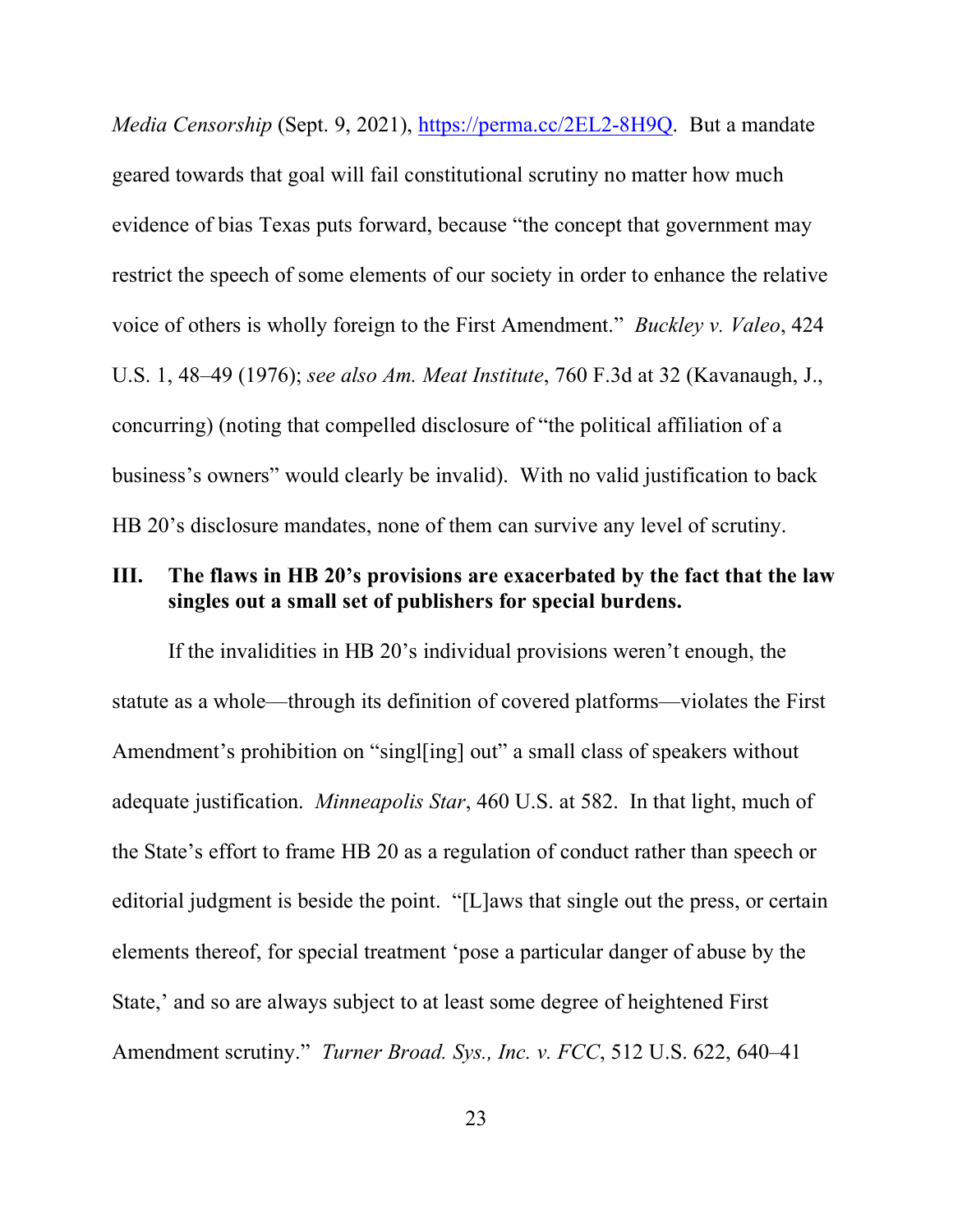*Media Censorship* (Sept. 9, 2021), https://perma.cc/2EL2-8H9Q. But a mandate geared towards that goal will fail constitutional scrutiny no matter how much evidence of bias Texas puts forward, because "the concept that government may restrict the speech of some elements of our society in order to enhance the relative voice of others is wholly foreign to the First Amendment." *Buckley v. Valeo*, 424 U.S. 1, 48–49 (1976); *see also Am. Meat Institute*, 760 F.3d at 32 (Kavanaugh, J., concurring) (noting that compelled disclosure of "the political affiliation of a business's owners" would clearly be invalid). With no valid justification to back HB 20's disclosure mandates, none of them can survive any level of scrutiny.

## III. The flaws in HB 20's provisions are exacerbated by the fact that the law singles out a small set of publishers for special burdens.

If the invalidities in HB 20's individual provisions weren't enough, the statute as a whole—through its definition of covered platforms—violates the First Amendment's prohibition on "singl[ing] out" a small class of speakers without adequate justification. *Minneapolis Star*, 460 U.S. at 582. In that light, much of the State's effort to frame HB 20 as a regulation of conduct rather than speech or editorial judgment is beside the point. "[L]aws that single out the press, or certain elements thereof, for special treatment 'pose a particular danger of abuse by the State,' and so are always subject to at least some degree of heightened First Amendment scrutiny." *Turner Broad. Sys., Inc. v. FCC*, 512 U.S. 622, 640–41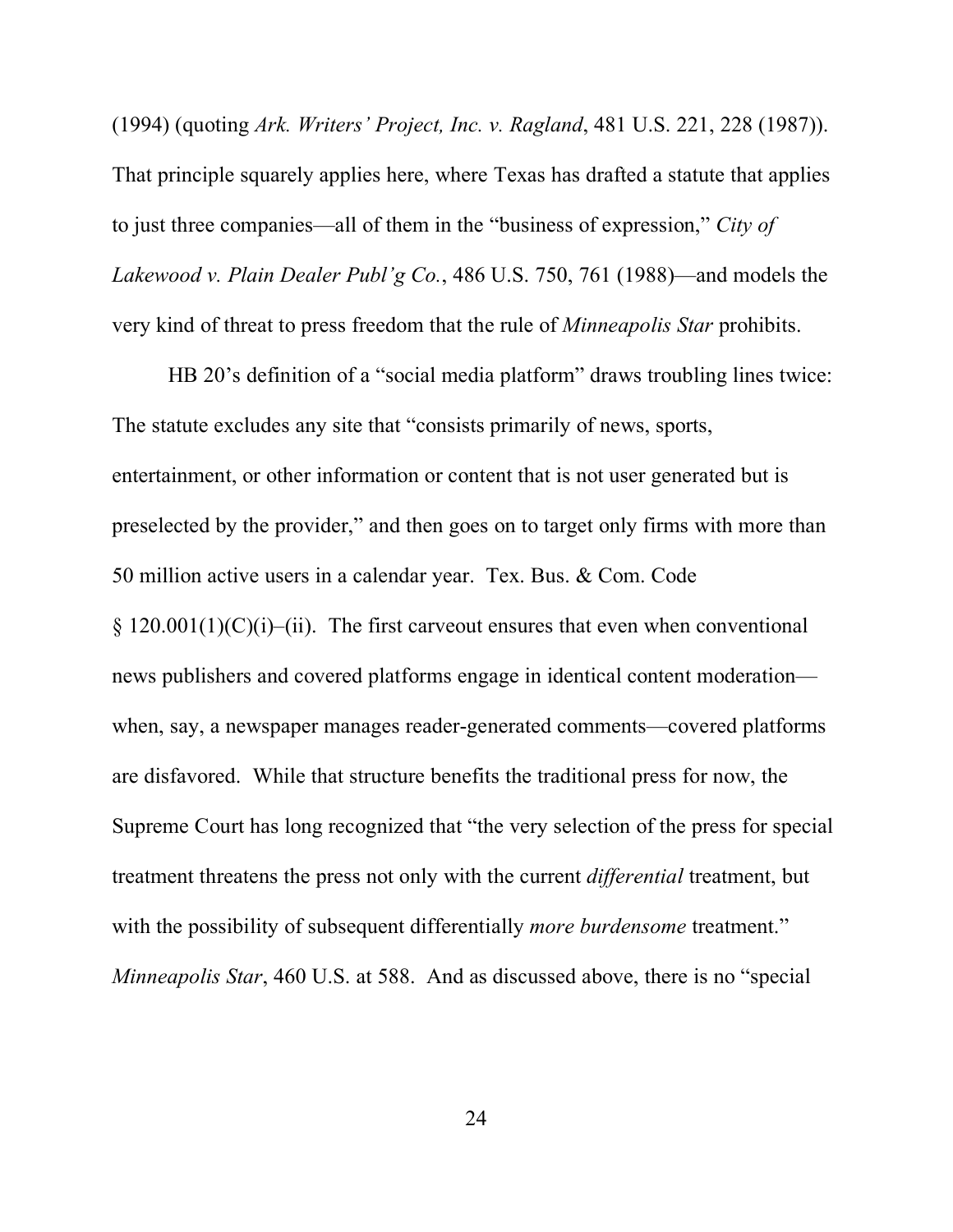(1994) (quoting *Ark. Writers' Project, Inc. v. Ragland*, 481 U.S. 221, 228 (1987)). That principle squarely applies here, where Texas has drafted a statute that applies to just three companies—all of them in the "business of expression," *City of Lakewood v. Plain Dealer Publ'g Co.*, 486 U.S. 750, 761 (1988)—and models the very kind of threat to press freedom that the rule of *Minneapolis Star* prohibits.

HB 20's definition of a "social media platform" draws troubling lines twice: The statute excludes any site that "consists primarily of news, sports, entertainment, or other information or content that is not user generated but is preselected by the provider," and then goes on to target only firms with more than 50 million active users in a calendar year. Tex. Bus. & Com. Code § 120.001(1)(C)(i)–(ii). The first carveout ensures that even when conventional news publishers and covered platforms engage in identical content moderation—when, say, a newspaper manages reader-generated comments—covered platforms are disfavored. While that structure benefits the traditional press for now, the Supreme Court has long recognized that "the very selection of the press for special treatment threatens the press not only with the current *differential* treatment, but with the possibility of subsequent differentially *more burdensome* treatment." *Minneapolis Star*, 460 U.S. at 588. And as discussed above, there is no "special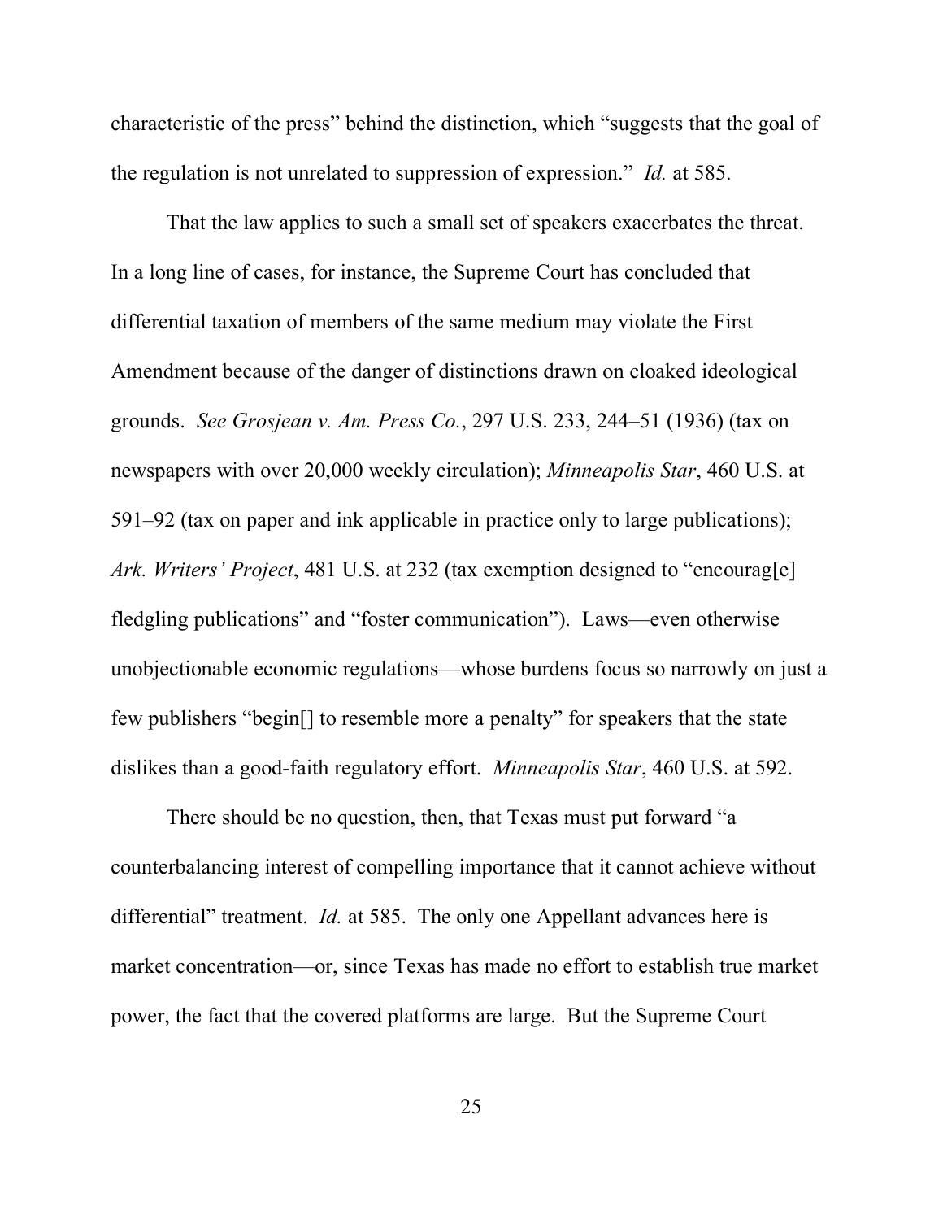characteristic of the press" behind the distinction, which "suggests that the goal of the regulation is not unrelated to suppression of expression." *Id.* at 585.

That the law applies to such a small set of speakers exacerbates the threat. In a long line of cases, for instance, the Supreme Court has concluded that differential taxation of members of the same medium may violate the First Amendment because of the danger of distinctions drawn on cloaked ideological grounds. *See Grosjean v. Am. Press Co.*, 297 U.S. 233, 244–51 (1936) (tax on newspapers with over 20,000 weekly circulation); *Minneapolis Star*, 460 U.S. at 591–92 (tax on paper and ink applicable in practice only to large publications); *Ark. Writers' Project*, 481 U.S. at 232 (tax exemption designed to "encourag[e] fledgling publications" and "foster communication"). Laws—even otherwise unobjectionable economic regulations—whose burdens focus so narrowly on just a few publishers "begin[] to resemble more a penalty" for speakers that the state dislikes than a good-faith regulatory effort. *Minneapolis Star*, 460 U.S. at 592.

There should be no question, then, that Texas must put forward "a counterbalancing interest of compelling importance that it cannot achieve without differential" treatment. *Id.* at 585. The only one Appellant advances here is market concentration—or, since Texas has made no effort to establish true market power, the fact that the covered platforms are large. But the Supreme Court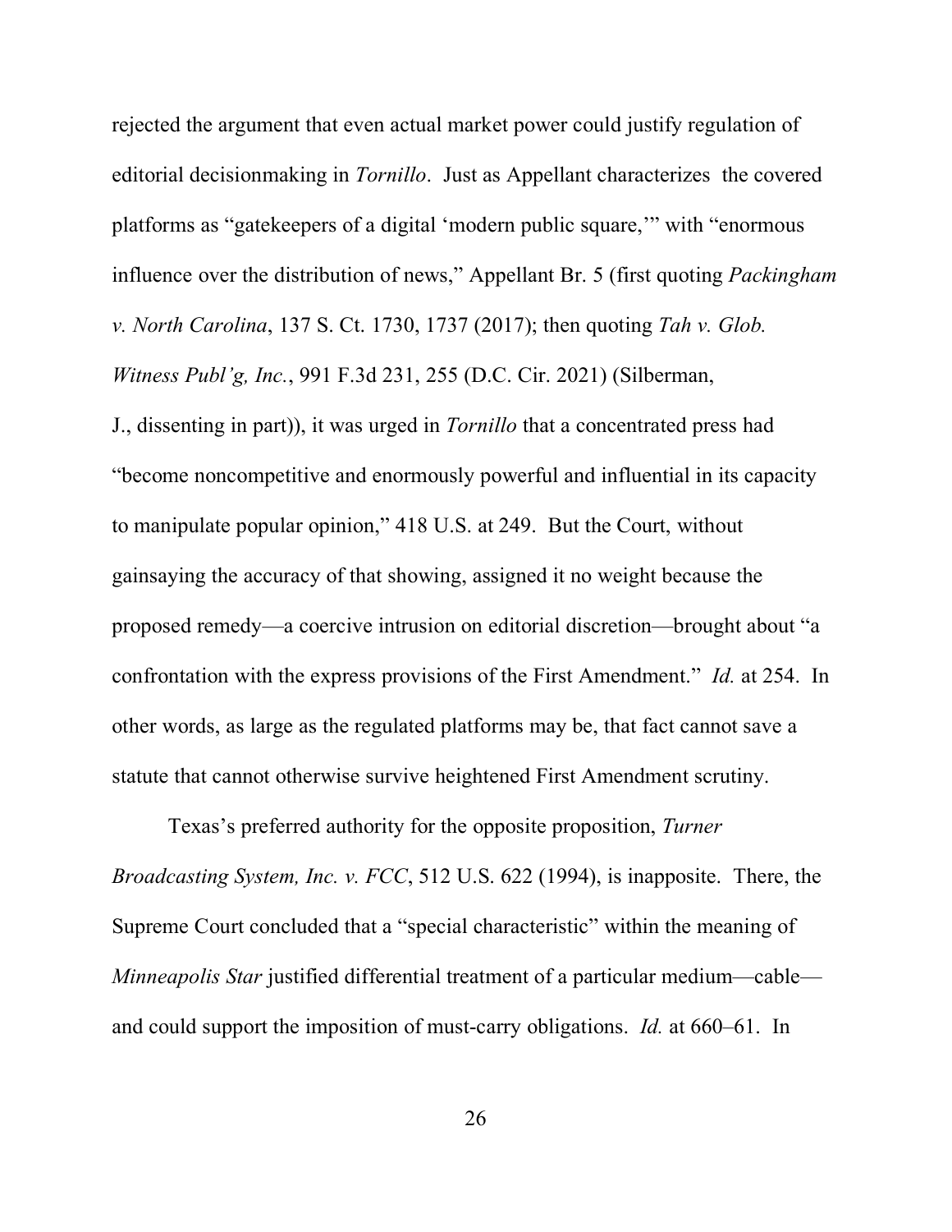rejected the argument that even actual market power could justify regulation of editorial decisionmaking in *Tornillo*. Just as Appellant characterizes the covered platforms as "gatekeepers of a digital 'modern public square,'" with "enormous influence over the distribution of news," Appellant Br. 5 (first quoting *Packingham v. North Carolina*, 137 S. Ct. 1730, 1737 (2017); then quoting *Tah v. Glob. Witness Publ'g, Inc.*, 991 F.3d 231, 255 (D.C. Cir. 2021) (Silberman, J., dissenting in part)), it was urged in *Tornillo* that a concentrated press had "become noncompetitive and enormously powerful and influential in its capacity to manipulate popular opinion," 418 U.S. at 249. But the Court, without gainsaying the accuracy of that showing, assigned it no weight because the proposed remedy—a coercive intrusion on editorial discretion—brought about "a confrontation with the express provisions of the First Amendment." *Id.* at 254. In other words, as large as the regulated platforms may be, that fact cannot save a statute that cannot otherwise survive heightened First Amendment scrutiny.

Texas's preferred authority for the opposite proposition, *Turner Broadcasting System, Inc. v. FCC*, 512 U.S. 622 (1994), is inapposite. There, the Supreme Court concluded that a "special characteristic" within the meaning of *Minneapolis Star* justified differential treatment of a particular medium—cable—and could support the imposition of must-carry obligations. *Id.* at 660–61. In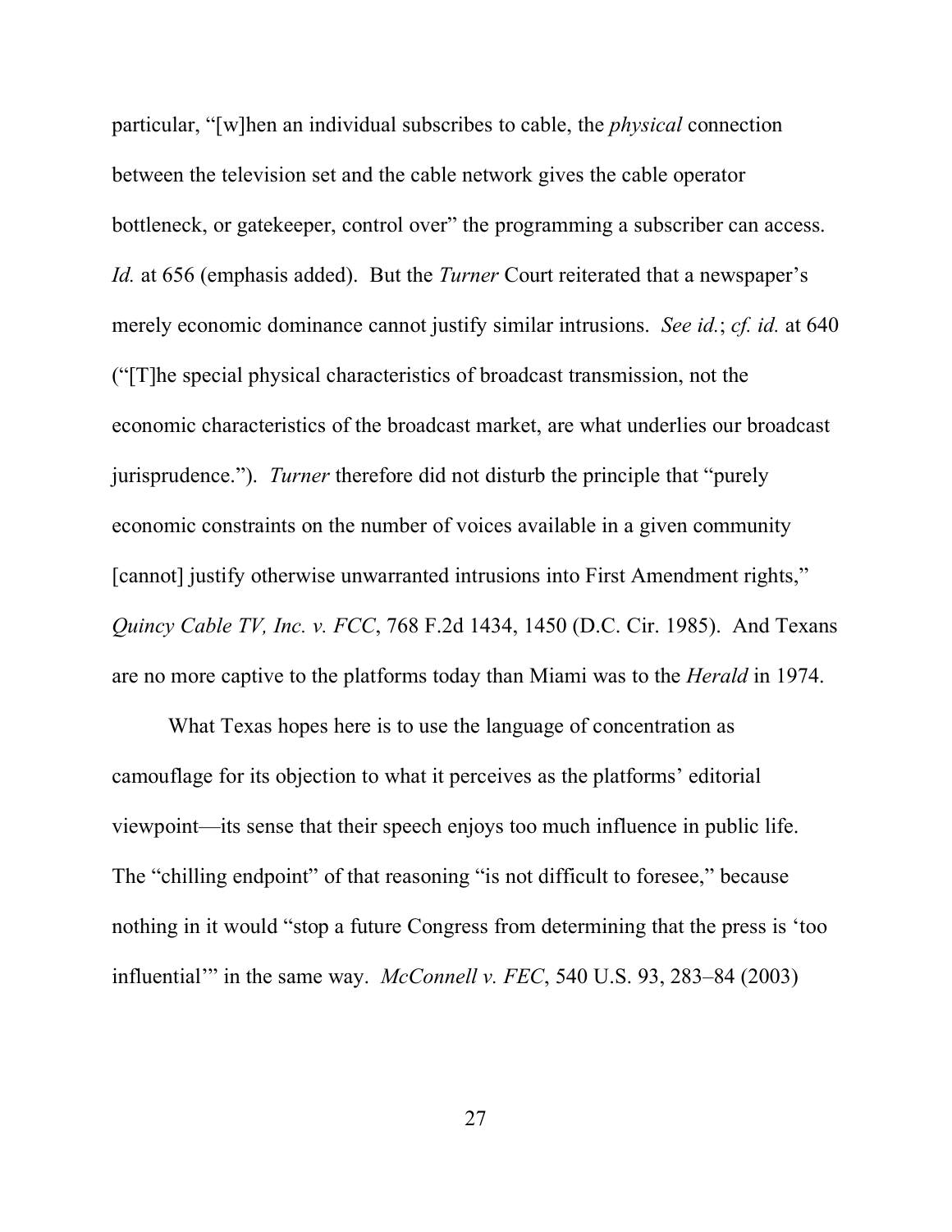particular, "[w]hen an individual subscribes to cable, the *physical* connection between the television set and the cable network gives the cable operator bottleneck, or gatekeeper, control over" the programming a subscriber can access. *Id.* at 656 (emphasis added). But the *Turner* Court reiterated that a newspaper's merely economic dominance cannot justify similar intrusions. *See id.*; *cf. id.* at 640 ("[T]he special physical characteristics of broadcast transmission, not the economic characteristics of the broadcast market, are what underlies our broadcast jurisprudence."). *Turner* therefore did not disturb the principle that "purely economic constraints on the number of voices available in a given community [cannot] justify otherwise unwarranted intrusions into First Amendment rights," *Quincy Cable TV, Inc. v. FCC*, 768 F.2d 1434, 1450 (D.C. Cir. 1985). And Texans are no more captive to the platforms today than Miami was to the *Herald* in 1974.

What Texas hopes here is to use the language of concentration as camouflage for its objection to what it perceives as the platforms' editorial viewpoint—its sense that their speech enjoys too much influence in public life. The "chilling endpoint" of that reasoning "is not difficult to foresee," because nothing in it would "stop a future Congress from determining that the press is 'too influential'" in the same way. *McConnell v. FEC*, 540 U.S. 93, 283–84 (2003)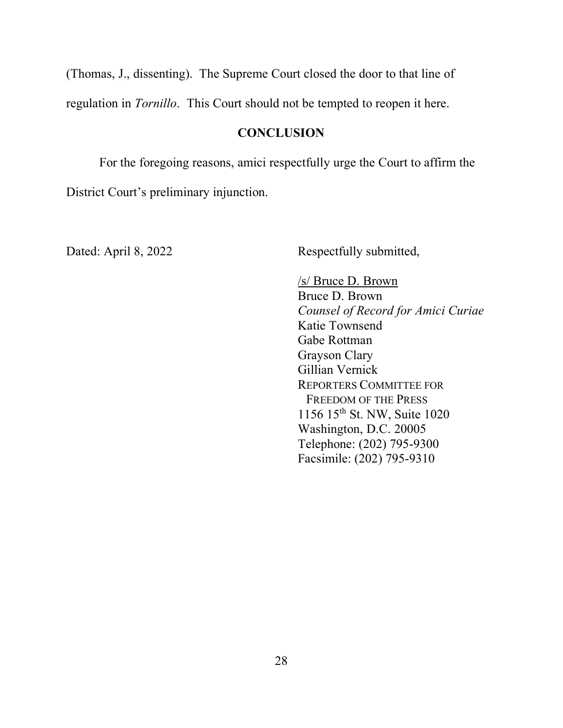(Thomas, J., dissenting). The Supreme Court closed the door to that line of regulation in *Tornillo*. This Court should not be tempted to reopen it here.

## CONCLUSION

For the foregoing reasons, amici respectfully urge the Court to affirm the District Court's preliminary injunction.

Dated: April 8, 2022

Respectfully submitted,

/s/ Bruce D. Brown
Bruce D. Brown
*Counsel of Record for Amici Curiae*
Katie Townsend
Gabe Rottman
Grayson Clary
Gillian Vernick
REPORTERS COMMITTEE FOR FREEDOM OF THE PRESS
1156 15th St. NW, Suite 1020
Washington, D.C. 20005
Telephone: (202) 795-9300
Facsimile: (202) 795-9310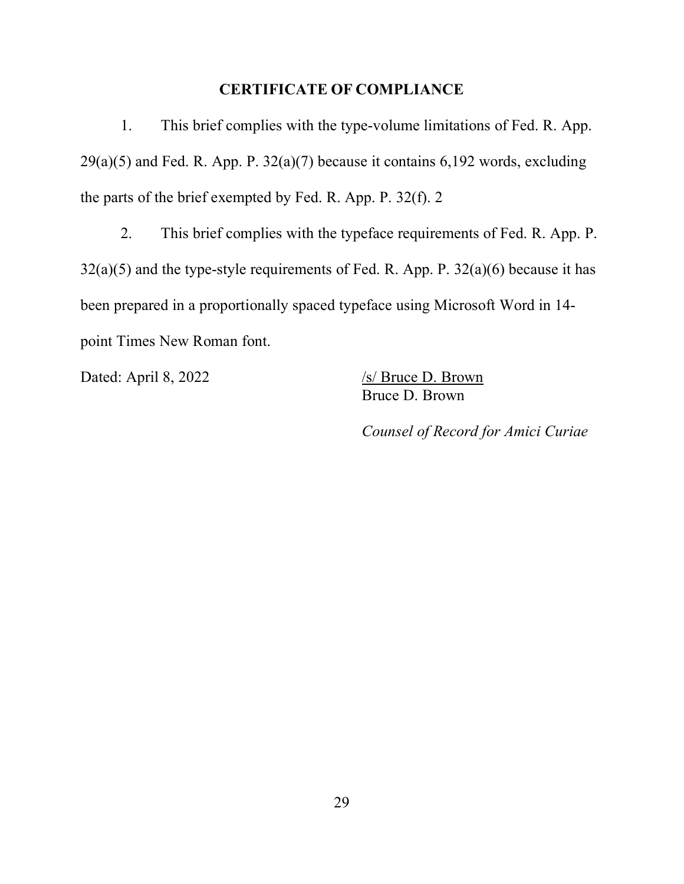## CERTIFICATE OF COMPLIANCE

1. This brief complies with the type-volume limitations of Fed. R. App. 29(a)(5) and Fed. R. App. P. 32(a)(7) because it contains 6,192 words, excluding the parts of the brief exempted by Fed. R. App. P. 32(f). 2

2. This brief complies with the typeface requirements of Fed. R. App. P. 32(a)(5) and the type-style requirements of Fed. R. App. P. 32(a)(6) because it has been prepared in a proportionally spaced typeface using Microsoft Word in 14-point Times New Roman font.

Dated: April 8, 2022

/s/ Bruce D. Brown
Bruce D. Brown

*Counsel of Record for Amici Curiae*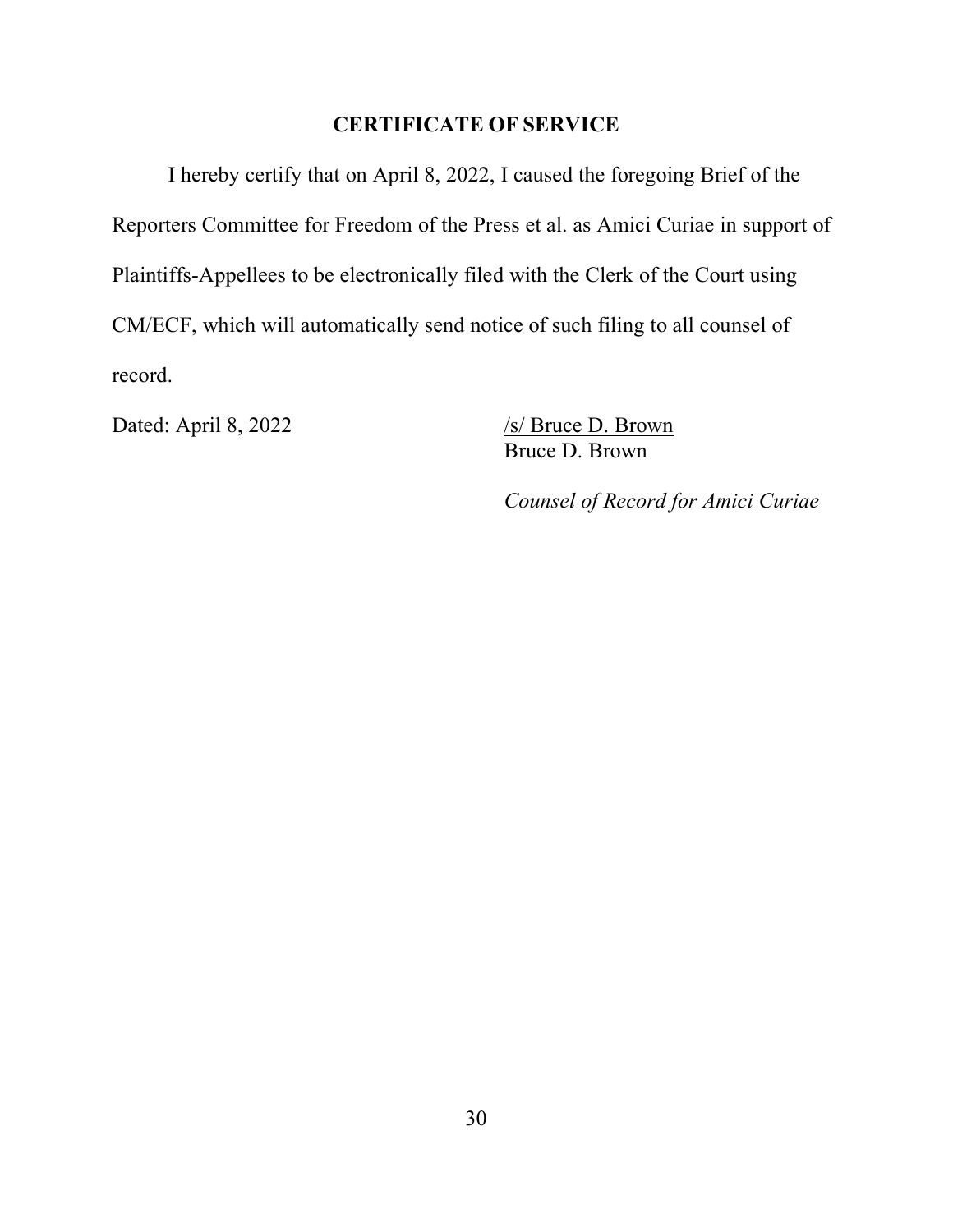## CERTIFICATE OF SERVICE

I hereby certify that on April 8, 2022, I caused the foregoing Brief of the Reporters Committee for Freedom of the Press et al. as Amici Curiae in support of Plaintiffs-Appellees to be electronically filed with the Clerk of the Court using CM/ECF, which will automatically send notice of such filing to all counsel of record.

Dated: April 8, 2022

/s/ Bruce D. Brown
Bruce D. Brown

*Counsel of Record for Amici Curiae*